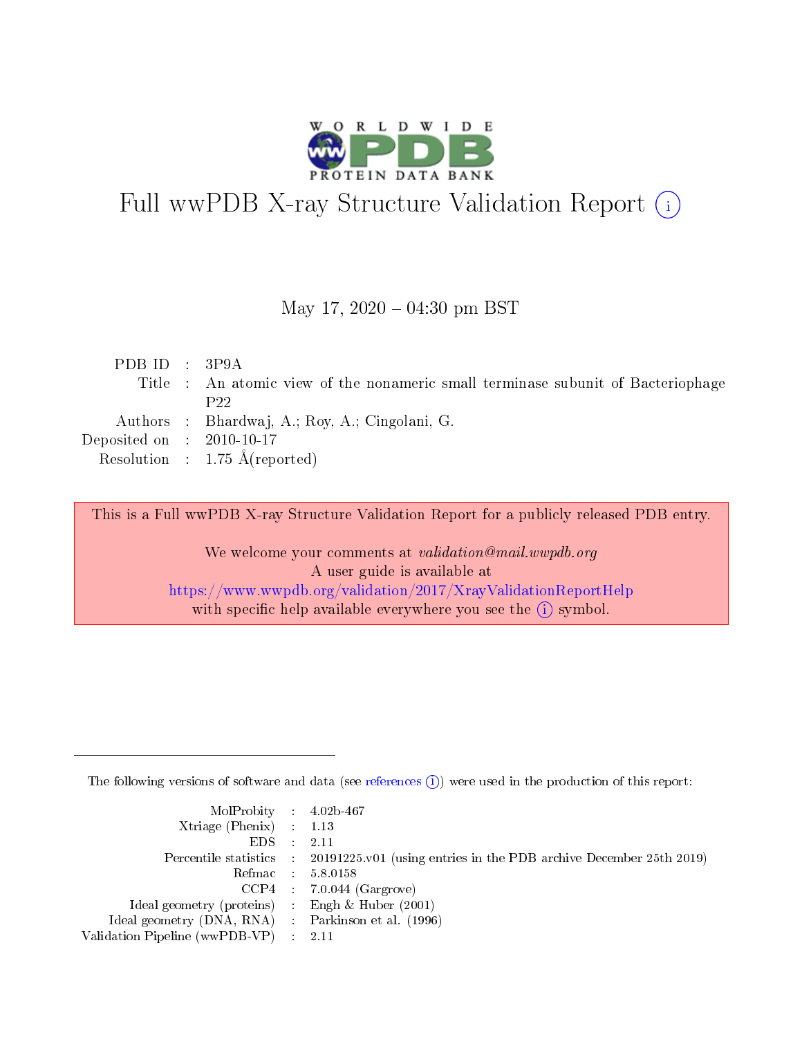# Full wwPDB X-ray Structure Validation Report (i)

May 17, 2020 – 04:30 pm BST

| | | |
|---|---|---|
| PDB ID | : | 3P9A |
| Title | : | An atomic view of the nonameric small terminase subunit of Bacteriophage P22 |
| Authors | : | Bhardwaj, A.; Roy, A.; Cingolani, G. |
| Deposited on | : | 2010-10-17 |
| Resolution | : | 1.75 Å(reported) |

This is a Full wwPDB X-ray Structure Validation Report for a publicly released PDB entry.

We welcome your comments at *validation@mail.wwpdb.org*
A user guide is available at
https://www.wwpdb.org/validation/2017/XrayValidationReportHelp
with specific help available everywhere you see the (i) symbol.

---

The following versions of software and data (see references (i)) were used in the production of this report:

| | | |
|---|---|---|
| MolProbity | : | 4.02b-467 |
| Xtriage (Phenix) | : | 1.13 |
| EDS | : | 2.11 |
| Percentile statistics | : | 20191225.v01 (using entries in the PDB archive December 25th 2019) |
| Refmac | : | 5.8.0158 |
| CCP4 | : | 7.0.044 (Gargrove) |
| Ideal geometry (proteins) | : | Engh & Huber (2001) |
| Ideal geometry (DNA, RNA) | : | Parkinson et al. (1996) |
| Validation Pipeline (wwPDB-VP) | : | 2.11 |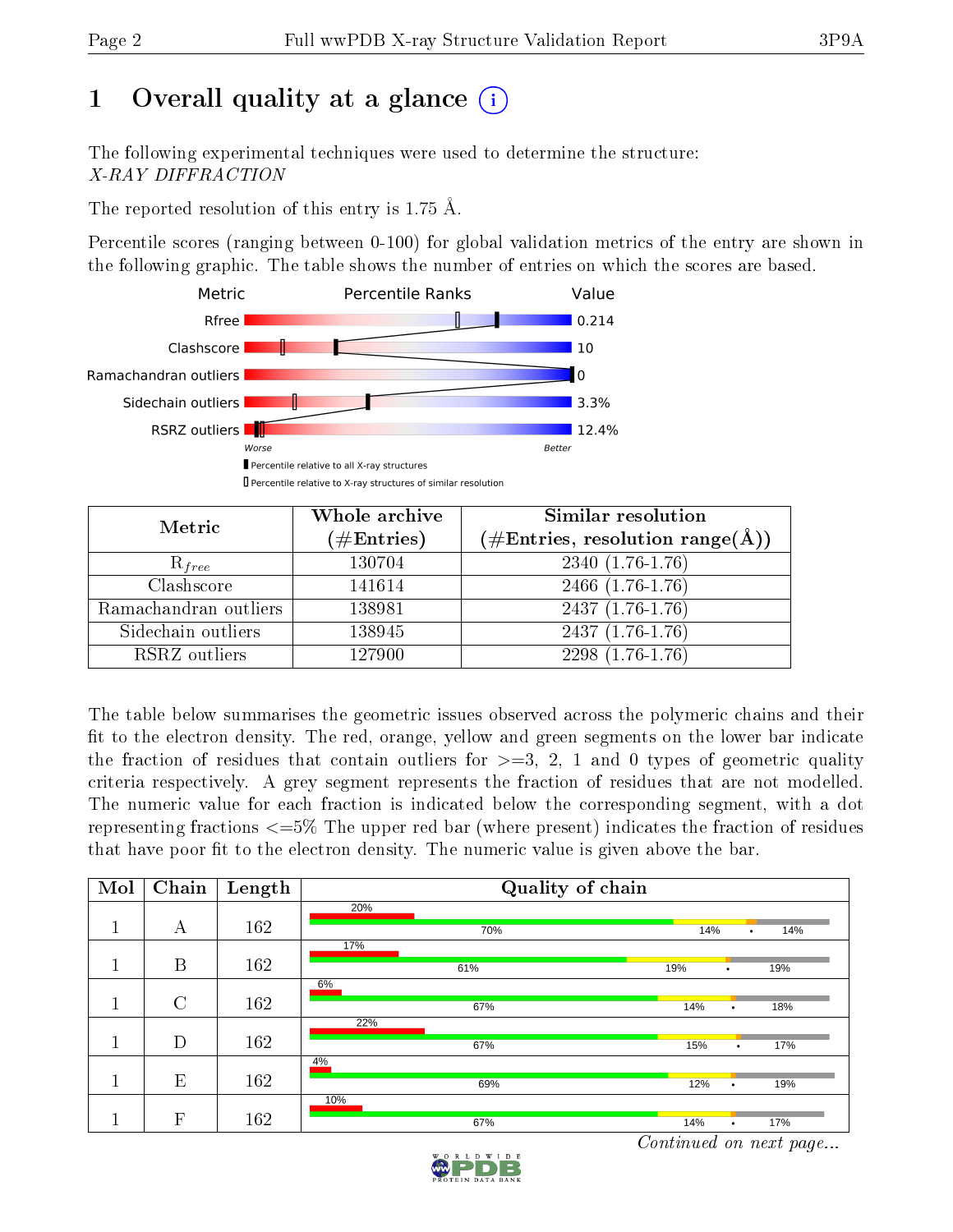# 1 Overall quality at a glance (i)

The following experimental techniques were used to determine the structure:
*X-RAY DIFFRACTION*

The reported resolution of this entry is 1.75 Å.

Percentile scores (ranging between 0-100) for global validation metrics of the entry are shown in the following graphic. The table shows the number of entries on which the scores are based.

| Metric | Value |
|---|---|
| Rfree | 0.214 |
| Clashscore | 10 |
| Ramachandran outliers | 0 |
| Sidechain outliers | 3.3% |
| RSRZ outliers | 12.4% |

Worse — Better

▮ Percentile relative to all X-ray structures
▯ Percentile relative to X-ray structures of similar resolution

| Metric | Whole archive (#Entries) | Similar resolution (#Entries, resolution range(Å)) |
|---|---|---|
| $R_{free}$ | 130704 | 2340 (1.76-1.76) |
| Clashscore | 141614 | 2466 (1.76-1.76) |
| Ramachandran outliers | 138981 | 2437 (1.76-1.76) |
| Sidechain outliers | 138945 | 2437 (1.76-1.76) |
| RSRZ outliers | 127900 | 2298 (1.76-1.76) |

The table below summarises the geometric issues observed across the polymeric chains and their fit to the electron density. The red, orange, yellow and green segments on the lower bar indicate the fraction of residues that contain outliers for >=3, 2, 1 and 0 types of geometric quality criteria respectively. A grey segment represents the fraction of residues that are not modelled. The numeric value for each fraction is indicated below the corresponding segment, with a dot representing fractions <=5% The upper red bar (where present) indicates the fraction of residues that have poor fit to the electron density. The numeric value is given above the bar.

| Mol | Chain | Length | Quality of chain |
|---|---|---|---|
| 1 | A | 162 | 20% / 70%, 14%, •, 14% |
| 1 | B | 162 | 17% / 61%, 19%, •, 19% |
| 1 | C | 162 | 6% / 67%, 14%, •, 18% |
| 1 | D | 162 | 22% / 67%, 15%, •, 17% |
| 1 | E | 162 | 4% / 69%, 12%, •, 19% |
| 1 | F | 162 | 10% / 67%, 14%, •, 17% |

*Continued on next page...*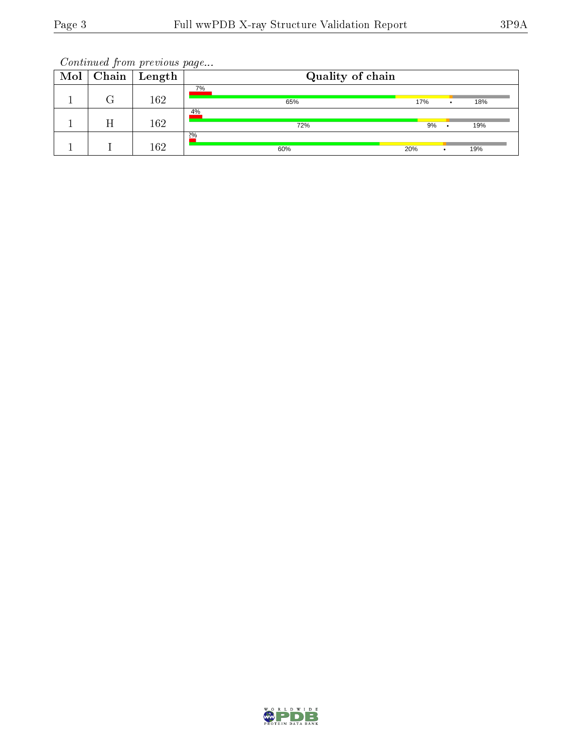*Continued from previous page...*

| Mol | Chain | Length | Quality of chain |
|---|---|---|---|
| 1 | G | 162 | 7% / 65% / 17% / • / 18% |
| 1 | H | 162 | 4% / 72% / 9% / • / 19% |
| 1 | I | 162 | 2% / 60% / 20% / • / 19% |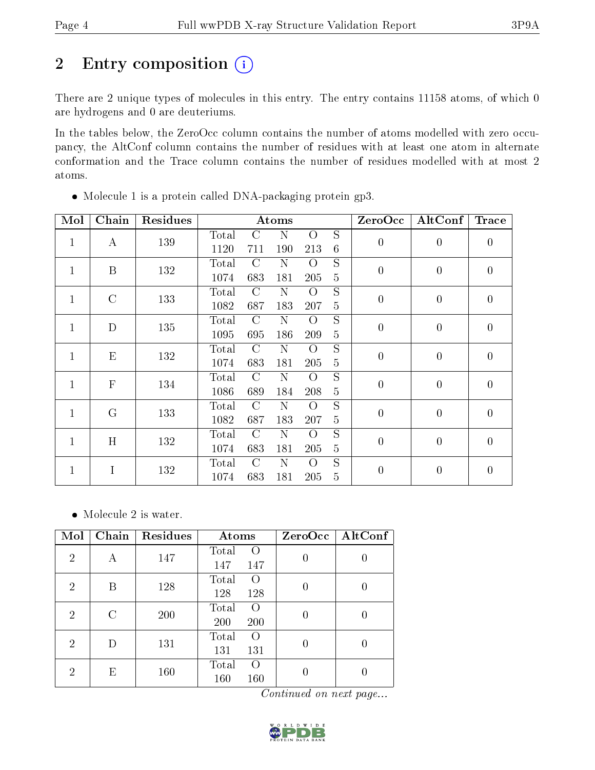# 2 Entry composition

There are 2 unique types of molecules in this entry. The entry contains 11158 atoms, of which 0 are hydrogens and 0 are deuteriums.

In the tables below, the ZeroOcc column contains the number of atoms modelled with zero occupancy, the AltConf column contains the number of residues with at least one atom in alternate conformation and the Trace column contains the number of residues modelled with at most 2 atoms.

- Molecule 1 is a protein called DNA-packaging protein gp3.

| Mol | Chain | Residues | Atoms | | | | | ZeroOcc | AltConf | Trace |
|---|---|---|---|---|---|---|---|---|---|---|
| 1 | A | 139 | Total 1120 | C 711 | N 190 | O 213 | S 6 | 0 | 0 | 0 |
| 1 | B | 132 | Total 1074 | C 683 | N 181 | O 205 | S 5 | 0 | 0 | 0 |
| 1 | C | 133 | Total 1082 | C 687 | N 183 | O 207 | S 5 | 0 | 0 | 0 |
| 1 | D | 135 | Total 1095 | C 695 | N 186 | O 209 | S 5 | 0 | 0 | 0 |
| 1 | E | 132 | Total 1074 | C 683 | N 181 | O 205 | S 5 | 0 | 0 | 0 |
| 1 | F | 134 | Total 1086 | C 689 | N 184 | O 208 | S 5 | 0 | 0 | 0 |
| 1 | G | 133 | Total 1082 | C 687 | N 183 | O 207 | S 5 | 0 | 0 | 0 |
| 1 | H | 132 | Total 1074 | C 683 | N 181 | O 205 | S 5 | 0 | 0 | 0 |
| 1 | I | 132 | Total 1074 | C 683 | N 181 | O 205 | S 5 | 0 | 0 | 0 |

- Molecule 2 is water.

| Mol | Chain | Residues | Atoms | | ZeroOcc | AltConf |
|---|---|---|---|---|---|---|
| 2 | A | 147 | Total 147 | O 147 | 0 | 0 |
| 2 | B | 128 | Total 128 | O 128 | 0 | 0 |
| 2 | C | 200 | Total 200 | O 200 | 0 | 0 |
| 2 | D | 131 | Total 131 | O 131 | 0 | 0 |
| 2 | E | 160 | Total 160 | O 160 | 0 | 0 |

*Continued on next page...*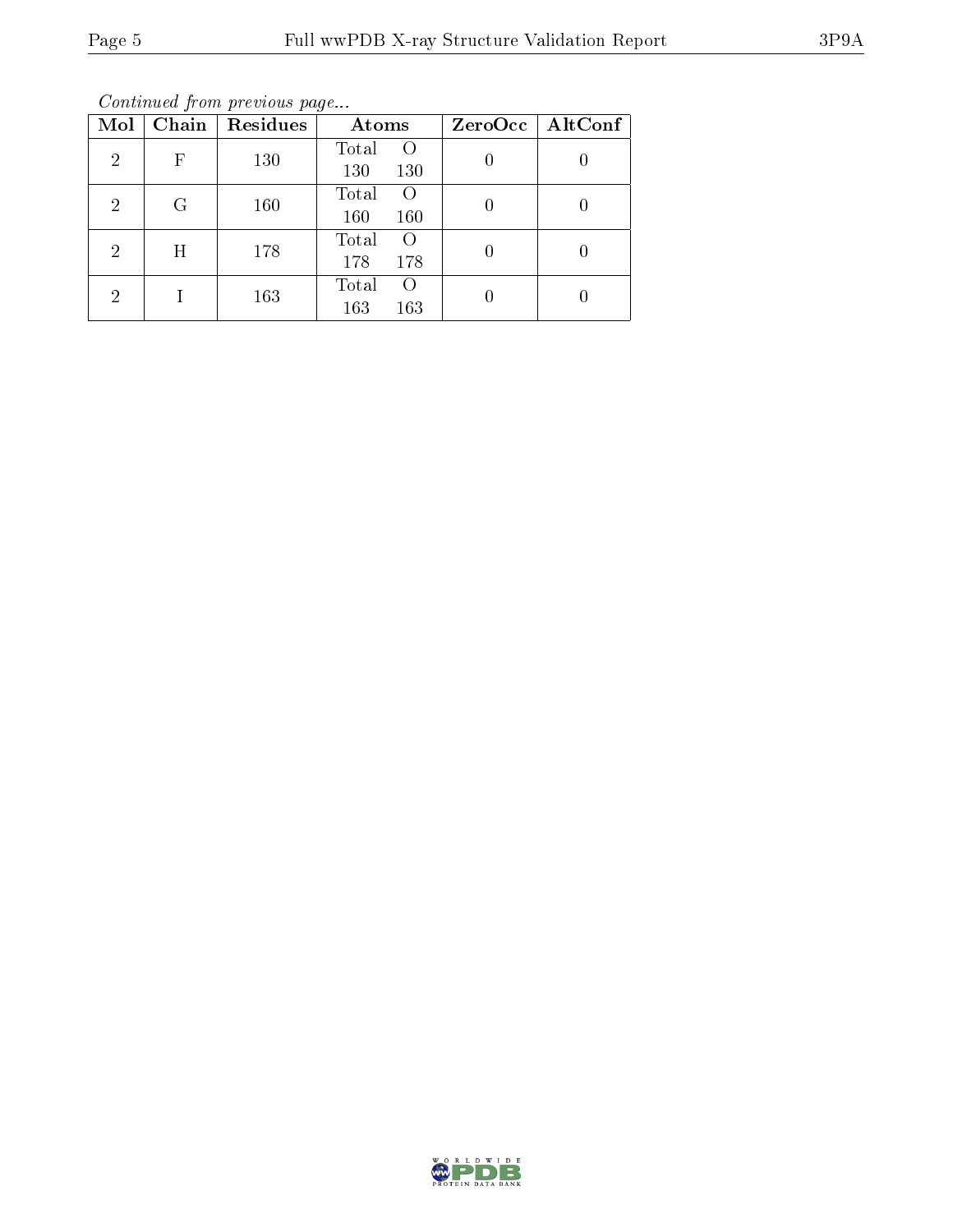*Continued from previous page...*

| Mol | Chain | Residues | Atoms | | ZeroOcc | AltConf |
|---|---|---|---|---|---|---|
| | | | Total | O | | |
| 2 | F | 130 | 130 | 130 | 0 | 0 |
| 2 | G | 160 | 160 | 160 | 0 | 0 |
| 2 | H | 178 | 178 | 178 | 0 | 0 |
| 2 | I | 163 | 163 | 163 | 0 | 0 |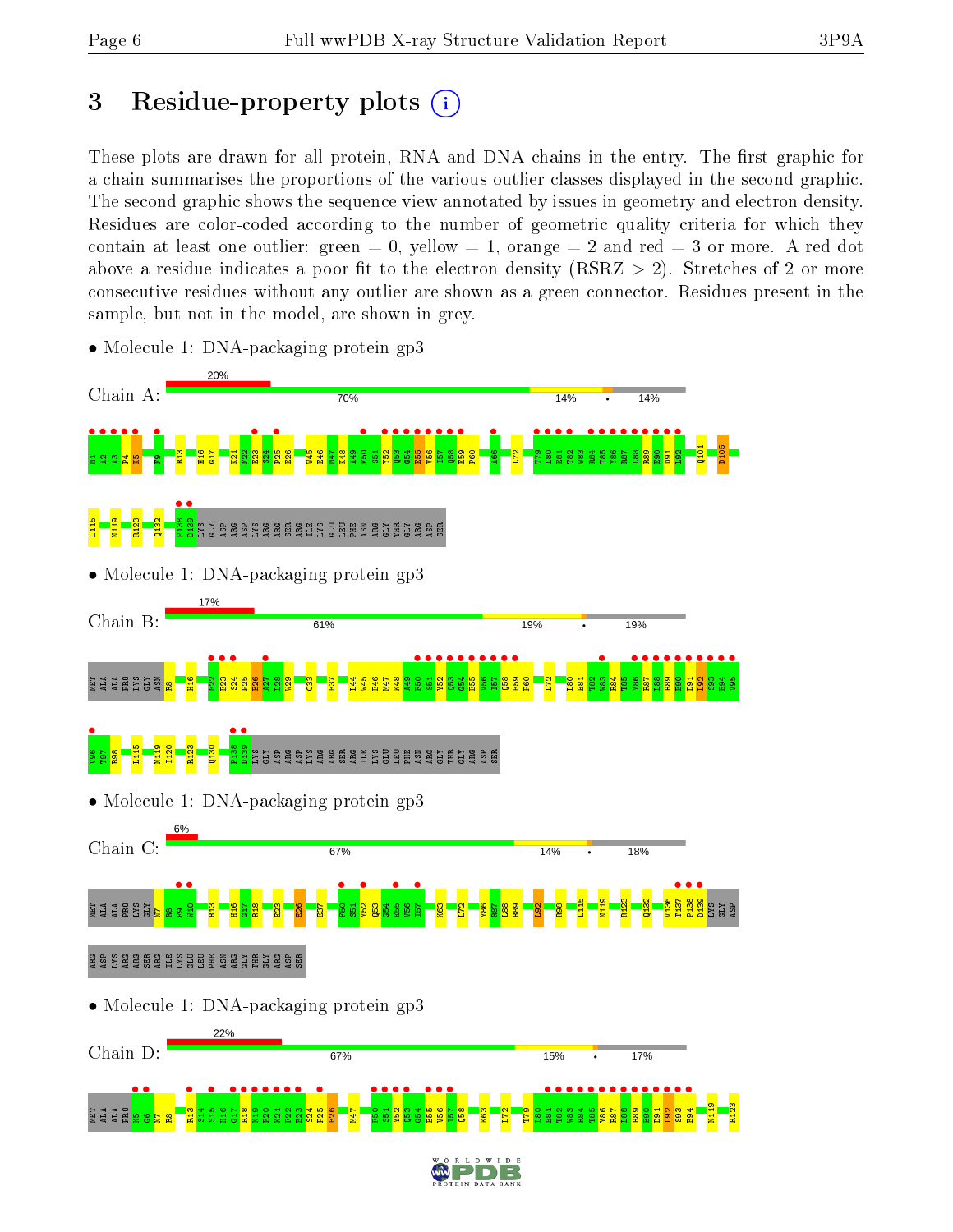# 3 Residue-property plots

These plots are drawn for all protein, RNA and DNA chains in the entry. The first graphic for a chain summarises the proportions of the various outlier classes displayed in the second graphic. The second graphic shows the sequence view annotated by issues in geometry and electron density. Residues are color-coded according to the number of geometric quality criteria for which they contain at least one outlier: green = 0, yellow = 1, orange = 2 and red = 3 or more. A red dot above a residue indicates a poor fit to the electron density (RSRZ > 2). Stretches of 2 or more consecutive residues without any outlier are shown as a green connector. Residues present in the sample, but not in the model, are shown in grey.

- Molecule 1: DNA-packaging protein gp3

Chain A: 20% | 70% | 14% | • | 14%

M1 A2 A3 P4 K5 F9 R13 H16 G17 K21 F22 E23 S24 P25 E26 W45 E46 M47 K48 A49 F50 S51 Y52 Q53 G54 E55 V56 I57 Q58 E59 P60 A66 L72 T79 L80 E81 T82 W83 R84 T85 Y86 R87 L88 R89 E90 D91 L92 Q101 D105 L115 N119 R123 Q132 P138 D139 LYS GLY ASP ARG ASP LYS ARG ARG SER ARG ILE LYS GLU LEU PHE ASN ARG GLY THR GLY ARG ASP SER

- Molecule 1: DNA-packaging protein gp3

Chain B: 17% | 61% | 19% | • | 19%

MET ALA ALA PRO LYS GLY ASN R8 H16 F22 E23 S24 P25 E26 A27 I28 W29 C33 E37 L44 W45 E46 M47 K48 A49 F50 S51 Y52 Q53 G54 E55 Y56 I57 Q58 E59 P60 L72 L80 E81 T82 W83 R84 T85 Y86 R87 L88 R89 E90 D91 L92 S93 E94 V95 V96 T97 R98 L115 N119 I120 R123 Q130 P138 D139 LYS GLY ASP ARG ASP LYS ARG ARG SER ARG ILE LYS GLU LEU PHE ASN ARG GLY THR GLY ARG ASP SER

- Molecule 1: DNA-packaging protein gp3

Chain C: 6% | 67% | 14% | • | 18%

MET ALA ALA PRO LYS GLY N7 R8 F9 W10 R13 H16 G17 R18 E23 E26 E37 F50 S51 Y52 Q53 G54 E55 V56 I57 K63 L72 Y86 R87 L88 R89 L92 R98 L115 N119 R123 Q132 V136 T137 P138 D139 LYS GLY ASP ARG ASP LYS ARG ARG SER ARG ILE LYS GLU LEU PHE ASN ARG GLY THR GLY ARG ASP SER

- Molecule 1: DNA-packaging protein gp3

Chain D: 22% | 67% | 15% | • | 17%

MET ALA ALA PRO K5 G6 N7 R8 R13 S14 S15 H16 G17 R18 N19 P20 K21 F22 E23 S24 P25 E26 M47 F50 S51 Y52 Q53 G54 E55 V56 I57 Q58 K63 L72 T79 L80 E81 T82 W83 R84 T85 Y86 R87 L88 R89 E90 D91 L92 S93 E94 N119 R123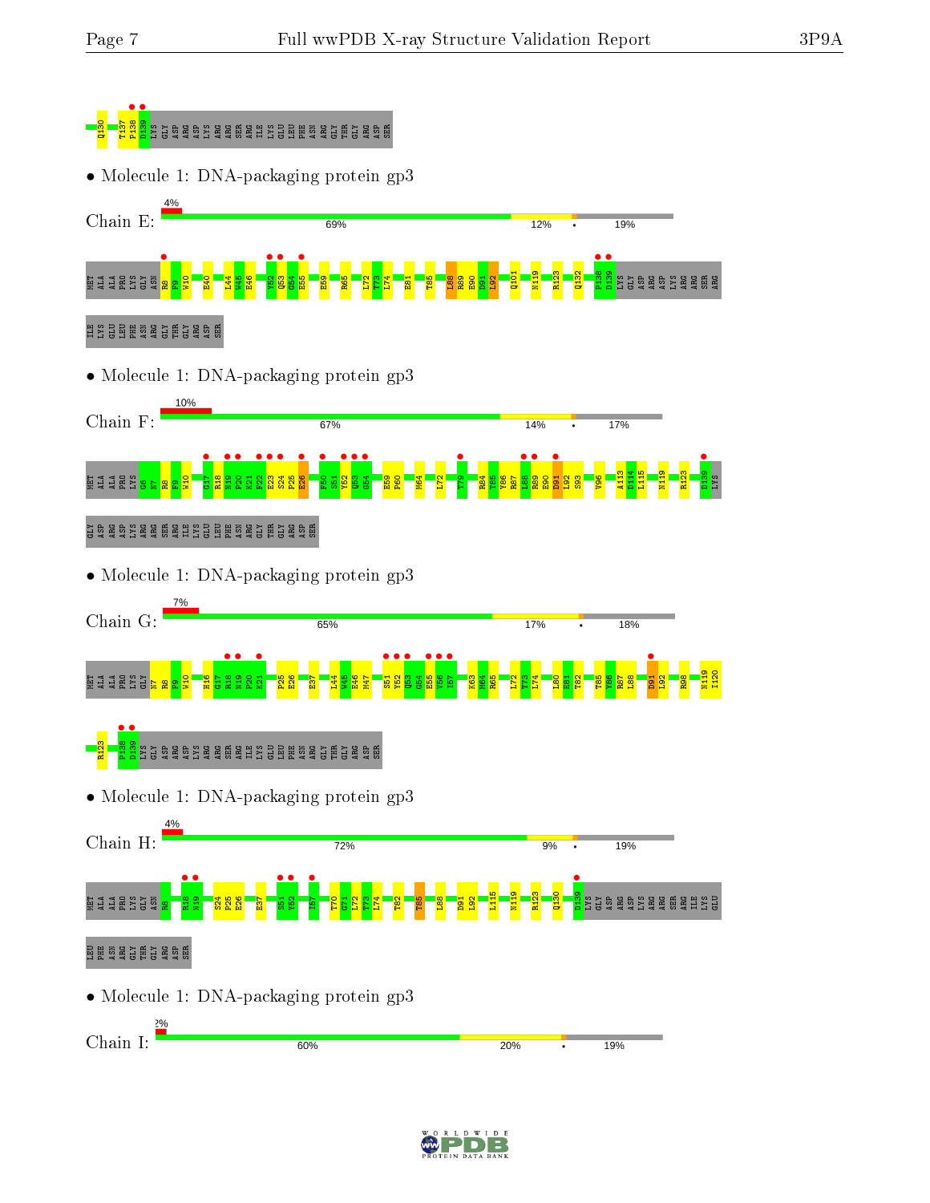Q130 T137 P138 D139 LYS GLY ASP ARG ASP LYS ARG ARG SER ARG ILE LYS GLU LEU PHE ASN ARG GLY THR GLY ARG ASP SER

- Molecule 1: DNA-packaging protein gp3

Chain E: 4% | 69% | 12% | • | 19%

MET ALA ALA PRO LYS GLY ASN R8 F9 W10 E40 L44 W45 E46 Y52 Q53 G54 E55 E59 R65 L72 T73 L74 E81 T85 L88 R89 E90 D91 L92 Q101 N119 R123 Q132 P138 D139 LYS GLY ASP ARG ASP LYS ARG ARG SER ARG ILE LYS GLU LEU PHE ASN ARG GLY THR GLY ARG ASP SER

- Molecule 1: DNA-packaging protein gp3

Chain F: 10% | 67% | 14% | • | 17%

MET ALA ALA PRO LYS G6 N7 R8 F9 W10 G17 R18 N19 P20 K21 F22 E23 S24 P25 E26 F50 S51 Y52 Q53 G54 E59 P60 M64 L72 T79 R84 T85 Y86 R87 L88 R89 E90 D91 L92 S93 V96 A113 D114 L115 N119 R123 D139 LYS GLY ASP ARG ASP LYS ARG ARG SER ARG ILE LYS GLU LEU PHE ASN ARG GLY THR GLY ARG ASP SER

- Molecule 1: DNA-packaging protein gp3

Chain G: 7% | 65% | 17% | • | 18%

MET ALA ALA PRO LYS GLY N7 R8 F9 W10 H16 G17 R18 N19 P20 K21 P25 E26 E37 L44 W45 E46 M47 S51 Y52 Q53 G54 E55 V56 I57 K63 M64 R65 L72 T73 L74 L80 E81 T82 T85 Y86 R87 L88 D91 L92 R98 N119 I120 R123 P138 D139 LYS GLY ASP ARG ASP LYS ARG ARG SER ARG ILE LYS GLU LEU PHE ASN ARG GLY THR GLY ARG ASP SER

- Molecule 1: DNA-packaging protein gp3

Chain H: 4% | 72% | 9% | • | 19%

MET ALA ALA PRO LYS GLY ASN R8 R18 N19 S24 P25 E26 E37 S51 Y52 I57 T70 G71 L72 T73 L74 T82 T85 L88 D91 L92 L115 N119 R123 Q130 D139 LYS GLY ASP ARG ASP LYS ARG ARG SER ARG ILE LYS GLU LEU PHE ASN ARG GLY THR GLY ARG ASP SER

- Molecule 1: DNA-packaging protein gp3

Chain I: 2% | 60% | 20% | • | 19%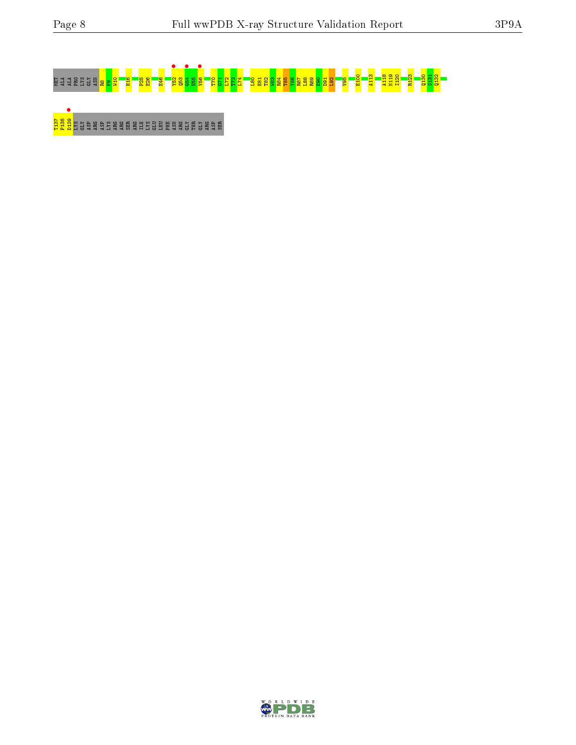MET ALA ALA PRO LYS GLY ASN R8 F9 W10 H16 P25 E26 E46 Y52 Q53 G54 E55 V56 T70 G71 L72 T73 L74 L80 E81 T82 W83 R84 T85 Y86 R87 L88 R89 E90 D91 L92 V95 E100 A113 A118 N119 I120 R123 Q130 S131 Q132

T137 P138 D139 LYS GLY ASP ARG ASP LYS ARG ARG SER ARG ILE LYS GLU LEU PHE ASN ARG GLY THR GLY ARG ASP SER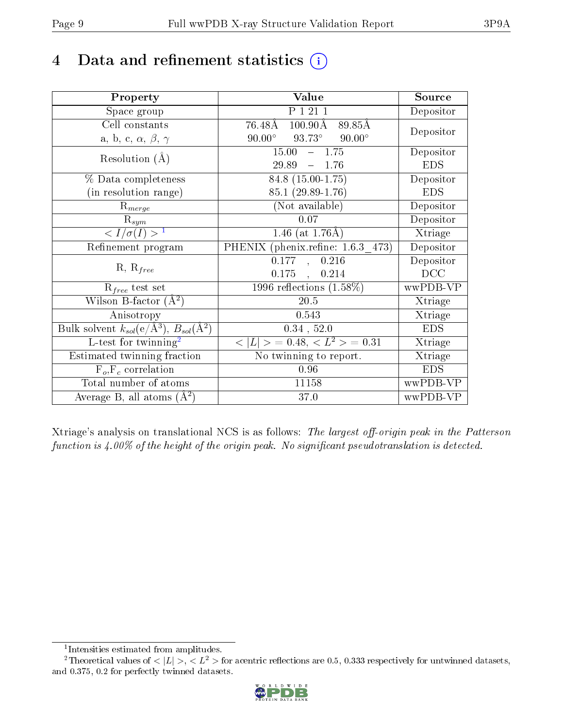# 4 Data and refinement statistics (i)

| Property | Value | Source |
|---|---|---|
| Space group | P 1 21 1 | Depositor |
| Cell constants<br>a, b, c, $\alpha$, $\beta$, $\gamma$ | 76.48Å 100.90Å 89.85Å<br>90.00° 93.73° 90.00° | Depositor |
| Resolution (Å) | 15.00 – 1.75<br>29.89 – 1.76 | Depositor<br>EDS |
| % Data completeness<br>(in resolution range) | 84.8 (15.00-1.75)<br>85.1 (29.89-1.76) | Depositor<br>EDS |
| $R_{merge}$ | (Not available) | Depositor |
| $R_{sym}$ | 0.07 | Depositor |
| $< I/\sigma(I) >$ [1] | 1.46 (at 1.76Å) | Xtriage |
| Refinement program | PHENIX (phenix.refine: 1.6.3_473) | Depositor |
| R, $R_{free}$ | 0.177 , 0.216<br>0.175 , 0.214 | Depositor<br>DCC |
| $R_{free}$ test set | 1996 reflections (1.58%) | wwPDB-VP |
| Wilson B-factor (Å$^2$) | 20.5 | Xtriage |
| Anisotropy | 0.543 | Xtriage |
| Bulk solvent $k_{sol}$(e/Å$^3$), $B_{sol}$(Å$^2$) | 0.34 , 52.0 | EDS |
| L-test for twinning[2] | $< \lvert L \rvert > = 0.48$, $< L^2 > = 0.31$ | Xtriage |
| Estimated twinning fraction | No twinning to report. | Xtriage |
| $F_o$,$F_c$ correlation | 0.96 | EDS |
| Total number of atoms | 11158 | wwPDB-VP |
| Average B, all atoms (Å$^2$) | 37.0 | wwPDB-VP |

Xtriage's analysis on translational NCS is as follows: *The largest off-origin peak in the Patterson function is 4.00% of the height of the origin peak. No significant pseudotranslation is detected.*

[1] Intensities estimated from amplitudes.

[2] Theoretical values of $< \lvert L \rvert >$, $< L^2 >$ for acentric reflections are 0.5, 0.333 respectively for untwinned datasets, and 0.375, 0.2 for perfectly twinned datasets.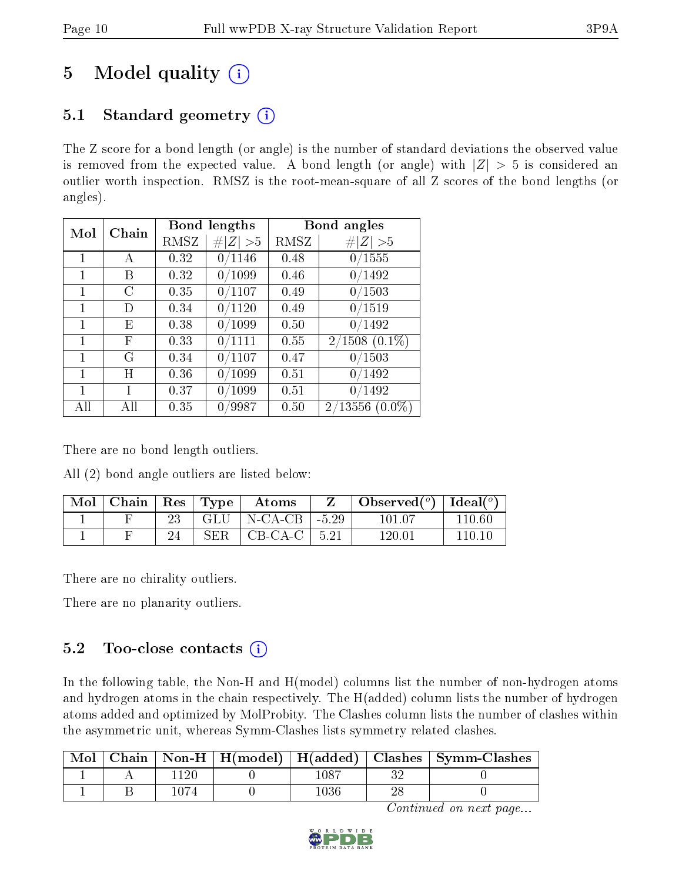# 5 Model quality (i)

## 5.1 Standard geometry (i)

The Z score for a bond length (or angle) is the number of standard deviations the observed value is removed from the expected value. A bond length (or angle) with $|Z| > 5$ is considered an outlier worth inspection. RMSZ is the root-mean-square of all Z scores of the bond lengths (or angles).

| Mol | Chain | Bond lengths | | Bond angles | |
|---|---|---|---|---|---|
| | | RMSZ | #\|Z\| >5 | RMSZ | #\|Z\| >5 |
| 1 | A | 0.32 | 0/1146 | 0.48 | 0/1555 |
| 1 | B | 0.32 | 0/1099 | 0.46 | 0/1492 |
| 1 | C | 0.35 | 0/1107 | 0.49 | 0/1503 |
| 1 | D | 0.34 | 0/1120 | 0.49 | 0/1519 |
| 1 | E | 0.38 | 0/1099 | 0.50 | 0/1492 |
| 1 | F | 0.33 | 0/1111 | 0.55 | 2/1508 (0.1%) |
| 1 | G | 0.34 | 0/1107 | 0.47 | 0/1503 |
| 1 | H | 0.36 | 0/1099 | 0.51 | 0/1492 |
| 1 | I | 0.37 | 0/1099 | 0.51 | 0/1492 |
| All | All | 0.35 | 0/9987 | 0.50 | 2/13556 (0.0%) |

There are no bond length outliers.

All (2) bond angle outliers are listed below:

| Mol | Chain | Res | Type | Atoms | Z | Observed(°) | Ideal(°) |
|---|---|---|---|---|---|---|---|
| 1 | F | 23 | GLU | N-CA-CB | -5.29 | 101.07 | 110.60 |
| 1 | F | 24 | SER | CB-CA-C | 5.21 | 120.01 | 110.10 |

There are no chirality outliers.

There are no planarity outliers.

## 5.2 Too-close contacts (i)

In the following table, the Non-H and H(model) columns list the number of non-hydrogen atoms and hydrogen atoms in the chain respectively. The H(added) column lists the number of hydrogen atoms added and optimized by MolProbity. The Clashes column lists the number of clashes within the asymmetric unit, whereas Symm-Clashes lists symmetry related clashes.

| Mol | Chain | Non-H | H(model) | H(added) | Clashes | Symm-Clashes |
|---|---|---|---|---|---|---|
| 1 | A | 1120 | 0 | 1087 | 32 | 0 |
| 1 | B | 1074 | 0 | 1036 | 28 | 0 |

*Continued on next page...*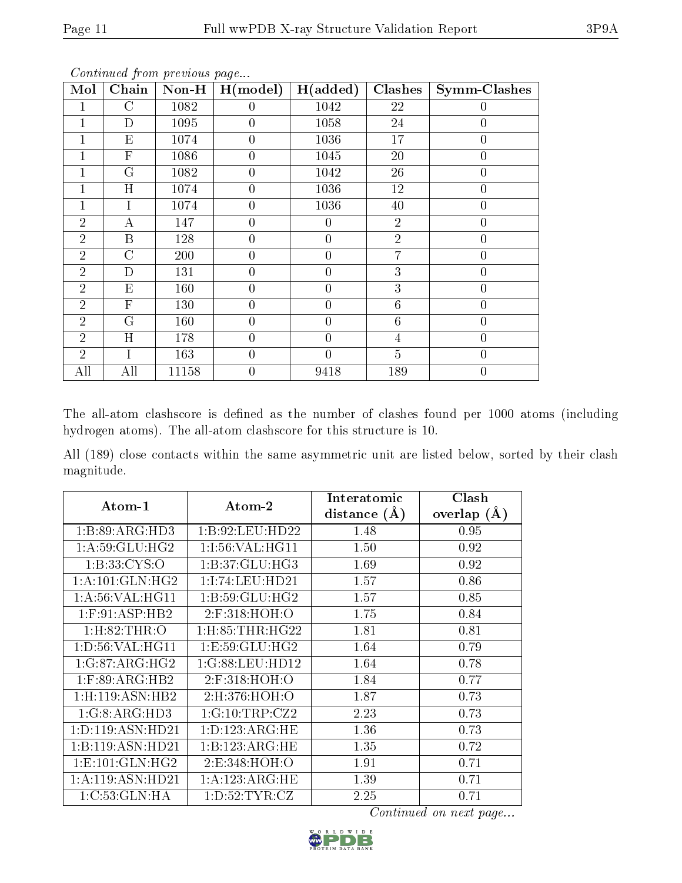*Continued from previous page...*

| Mol | Chain | Non-H | H(model) | H(added) | Clashes | Symm-Clashes |
|---|---|---|---|---|---|---|
| 1 | C | 1082 | 0 | 1042 | 22 | 0 |
| 1 | D | 1095 | 0 | 1058 | 24 | 0 |
| 1 | E | 1074 | 0 | 1036 | 17 | 0 |
| 1 | F | 1086 | 0 | 1045 | 20 | 0 |
| 1 | G | 1082 | 0 | 1042 | 26 | 0 |
| 1 | H | 1074 | 0 | 1036 | 12 | 0 |
| 1 | I | 1074 | 0 | 1036 | 40 | 0 |
| 2 | A | 147 | 0 | 0 | 2 | 0 |
| 2 | B | 128 | 0 | 0 | 2 | 0 |
| 2 | C | 200 | 0 | 0 | 7 | 0 |
| 2 | D | 131 | 0 | 0 | 3 | 0 |
| 2 | E | 160 | 0 | 0 | 3 | 0 |
| 2 | F | 130 | 0 | 0 | 6 | 0 |
| 2 | G | 160 | 0 | 0 | 6 | 0 |
| 2 | H | 178 | 0 | 0 | 4 | 0 |
| 2 | I | 163 | 0 | 0 | 5 | 0 |
| All | All | 11158 | 0 | 9418 | 189 | 0 |

The all-atom clashscore is defined as the number of clashes found per 1000 atoms (including hydrogen atoms). The all-atom clashscore for this structure is 10.

All (189) close contacts within the same asymmetric unit are listed below, sorted by their clash magnitude.

| Atom-1 | Atom-2 | Interatomic distance (Å) | Clash overlap (Å) |
|---|---|---|---|
| 1:B:89:ARG:HD3 | 1:B:92:LEU:HD22 | 1.48 | 0.95 |
| 1:A:59:GLU:HG2 | 1:I:56:VAL:HG11 | 1.50 | 0.92 |
| 1:B:33:CYS:O | 1:B:37:GLU:HG3 | 1.69 | 0.92 |
| 1:A:101:GLN:HG2 | 1:I:74:LEU:HD21 | 1.57 | 0.86 |
| 1:A:56:VAL:HG11 | 1:B:59:GLU:HG2 | 1.57 | 0.85 |
| 1:F:91:ASP:HB2 | 2:F:318:HOH:O | 1.75 | 0.84 |
| 1:H:82:THR:O | 1:H:85:THR:HG22 | 1.81 | 0.81 |
| 1:D:56:VAL:HG11 | 1:E:59:GLU:HG2 | 1.64 | 0.79 |
| 1:G:87:ARG:HG2 | 1:G:88:LEU:HD12 | 1.64 | 0.78 |
| 1:F:89:ARG:HB2 | 2:F:318:HOH:O | 1.84 | 0.77 |
| 1:H:119:ASN:HB2 | 2:H:376:HOH:O | 1.87 | 0.73 |
| 1:G:8:ARG:HD3 | 1:G:10:TRP:CZ2 | 2.23 | 0.73 |
| 1:D:119:ASN:HD21 | 1:D:123:ARG:HE | 1.36 | 0.73 |
| 1:B:119:ASN:HD21 | 1:B:123:ARG:HE | 1.35 | 0.72 |
| 1:E:101:GLN:HG2 | 2:E:348:HOH:O | 1.91 | 0.71 |
| 1:A:119:ASN:HD21 | 1:A:123:ARG:HE | 1.39 | 0.71 |
| 1:C:53:GLN:HA | 1:D:52:TYR:CZ | 2.25 | 0.71 |

*Continued on next page...*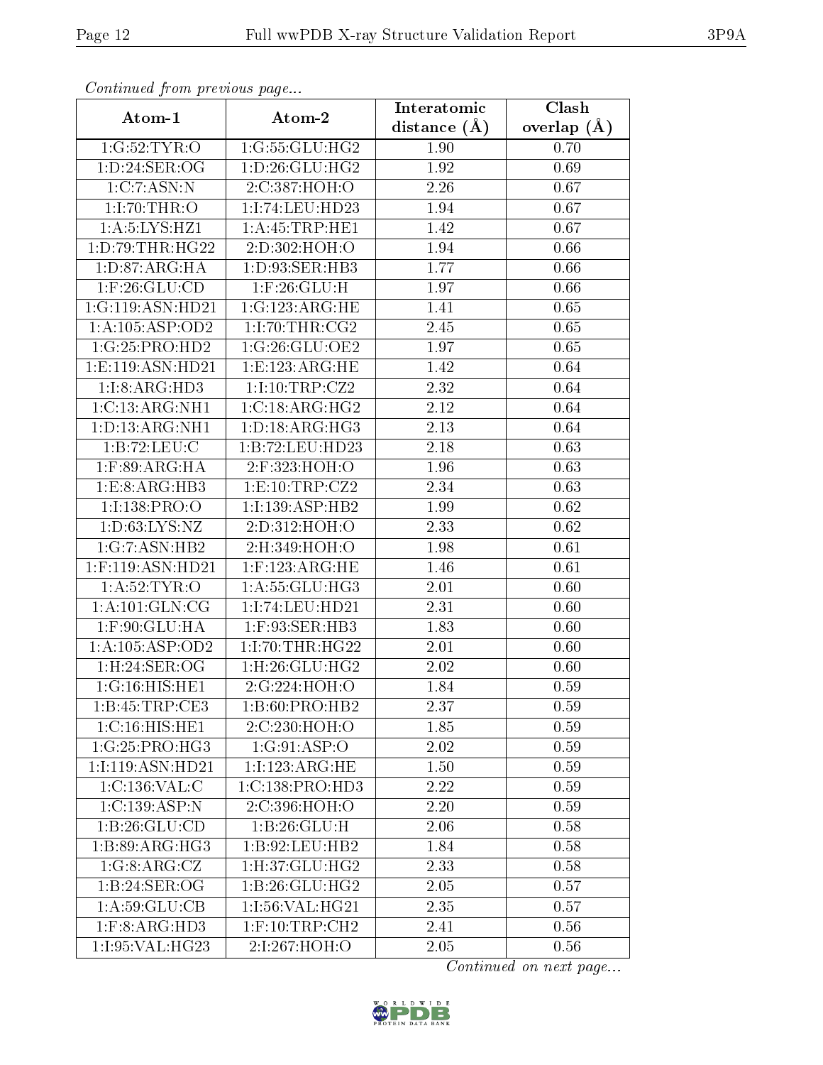*Continued from previous page...*

| Atom-1 | Atom-2 | Interatomic distance (Å) | Clash overlap (Å) |
|---|---|---|---|
| 1:G:52:TYR:O | 1:G:55:GLU:HG2 | 1.90 | 0.70 |
| 1:D:24:SER:OG | 1:D:26:GLU:HG2 | 1.92 | 0.69 |
| 1:C:7:ASN:N | 2:C:387:HOH:O | 2.26 | 0.67 |
| 1:I:70:THR:O | 1:I:74:LEU:HD23 | 1.94 | 0.67 |
| 1:A:5:LYS:HZ1 | 1:A:45:TRP:HE1 | 1.42 | 0.67 |
| 1:D:79:THR:HG22 | 2:D:302:HOH:O | 1.94 | 0.66 |
| 1:D:87:ARG:HA | 1:D:93:SER:HB3 | 1.77 | 0.66 |
| 1:F:26:GLU:CD | 1:F:26:GLU:H | 1.97 | 0.66 |
| 1:G:119:ASN:HD21 | 1:G:123:ARG:HE | 1.41 | 0.65 |
| 1:A:105:ASP:OD2 | 1:I:70:THR:CG2 | 2.45 | 0.65 |
| 1:G:25:PRO:HD2 | 1:G:26:GLU:OE2 | 1.97 | 0.65 |
| 1:E:119:ASN:HD21 | 1:E:123:ARG:HE | 1.42 | 0.64 |
| 1:I:8:ARG:HD3 | 1:I:10:TRP:CZ2 | 2.32 | 0.64 |
| 1:C:13:ARG:NH1 | 1:C:18:ARG:HG2 | 2.12 | 0.64 |
| 1:D:13:ARG:NH1 | 1:D:18:ARG:HG3 | 2.13 | 0.64 |
| 1:B:72:LEU:C | 1:B:72:LEU:HD23 | 2.18 | 0.63 |
| 1:F:89:ARG:HA | 2:F:323:HOH:O | 1.96 | 0.63 |
| 1:E:8:ARG:HB3 | 1:E:10:TRP:CZ2 | 2.34 | 0.63 |
| 1:I:138:PRO:O | 1:I:139:ASP:HB2 | 1.99 | 0.62 |
| 1:D:63:LYS:NZ | 2:D:312:HOH:O | 2.33 | 0.62 |
| 1:G:7:ASN:HB2 | 2:H:349:HOH:O | 1.98 | 0.61 |
| 1:F:119:ASN:HD21 | 1:F:123:ARG:HE | 1.46 | 0.61 |
| 1:A:52:TYR:O | 1:A:55:GLU:HG3 | 2.01 | 0.60 |
| 1:A:101:GLN:CG | 1:I:74:LEU:HD21 | 2.31 | 0.60 |
| 1:F:90:GLU:HA | 1:F:93:SER:HB3 | 1.83 | 0.60 |
| 1:A:105:ASP:OD2 | 1:I:70:THR:HG22 | 2.01 | 0.60 |
| 1:H:24:SER:OG | 1:H:26:GLU:HG2 | 2.02 | 0.60 |
| 1:G:16:HIS:HE1 | 2:G:224:HOH:O | 1.84 | 0.59 |
| 1:B:45:TRP:CE3 | 1:B:60:PRO:HB2 | 2.37 | 0.59 |
| 1:C:16:HIS:HE1 | 2:C:230:HOH:O | 1.85 | 0.59 |
| 1:G:25:PRO:HG3 | 1:G:91:ASP:O | 2.02 | 0.59 |
| 1:I:119:ASN:HD21 | 1:I:123:ARG:HE | 1.50 | 0.59 |
| 1:C:136:VAL:C | 1:C:138:PRO:HD3 | 2.22 | 0.59 |
| 1:C:139:ASP:N | 2:C:396:HOH:O | 2.20 | 0.59 |
| 1:B:26:GLU:CD | 1:B:26:GLU:H | 2.06 | 0.58 |
| 1:B:89:ARG:HG3 | 1:B:92:LEU:HB2 | 1.84 | 0.58 |
| 1:G:8:ARG:CZ | 1:H:37:GLU:HG2 | 2.33 | 0.58 |
| 1:B:24:SER:OG | 1:B:26:GLU:HG2 | 2.05 | 0.57 |
| 1:A:59:GLU:CB | 1:I:56:VAL:HG21 | 2.35 | 0.57 |
| 1:F:8:ARG:HD3 | 1:F:10:TRP:CH2 | 2.41 | 0.56 |
| 1:I:95:VAL:HG23 | 2:I:267:HOH:O | 2.05 | 0.56 |

*Continued on next page...*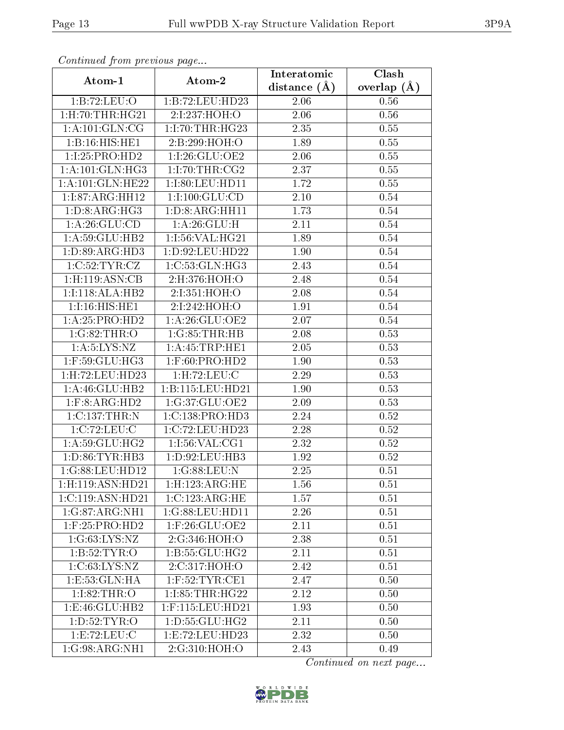*Continued from previous page...*

| Atom-1 | Atom-2 | Interatomic distance (Å) | Clash overlap (Å) |
|---|---|---|---|
| 1:B:72:LEU:O | 1:B:72:LEU:HD23 | 2.06 | 0.56 |
| 1:H:70:THR:HG21 | 2:I:237:HOH:O | 2.06 | 0.56 |
| 1:A:101:GLN:CG | 1:I:70:THR:HG23 | 2.35 | 0.55 |
| 1:B:16:HIS:HE1 | 2:B:299:HOH:O | 1.89 | 0.55 |
| 1:I:25:PRO:HD2 | 1:I:26:GLU:OE2 | 2.06 | 0.55 |
| 1:A:101:GLN:HG3 | 1:I:70:THR:CG2 | 2.37 | 0.55 |
| 1:A:101:GLN:HE22 | 1:I:80:LEU:HD11 | 1.72 | 0.55 |
| 1:I:87:ARG:HH12 | 1:I:100:GLU:CD | 2.10 | 0.54 |
| 1:D:8:ARG:HG3 | 1:D:8:ARG:HH11 | 1.73 | 0.54 |
| 1:A:26:GLU:CD | 1:A:26:GLU:H | 2.11 | 0.54 |
| 1:A:59:GLU:HB2 | 1:I:56:VAL:HG21 | 1.89 | 0.54 |
| 1:D:89:ARG:HD3 | 1:D:92:LEU:HD22 | 1.90 | 0.54 |
| 1:C:52:TYR:CZ | 1:C:53:GLN:HG3 | 2.43 | 0.54 |
| 1:H:119:ASN:CB | 2:H:376:HOH:O | 2.48 | 0.54 |
| 1:I:118:ALA:HB2 | 2:I:351:HOH:O | 2.08 | 0.54 |
| 1:I:16:HIS:HE1 | 2:I:242:HOH:O | 1.91 | 0.54 |
| 1:A:25:PRO:HD2 | 1:A:26:GLU:OE2 | 2.07 | 0.54 |
| 1:G:82:THR:O | 1:G:85:THR:HB | 2.08 | 0.53 |
| 1:A:5:LYS:NZ | 1:A:45:TRP:HE1 | 2.05 | 0.53 |
| 1:F:59:GLU:HG3 | 1:F:60:PRO:HD2 | 1.90 | 0.53 |
| 1:H:72:LEU:HD23 | 1:H:72:LEU:C | 2.29 | 0.53 |
| 1:A:46:GLU:HB2 | 1:B:115:LEU:HD21 | 1.90 | 0.53 |
| 1:F:8:ARG:HD2 | 1:G:37:GLU:OE2 | 2.09 | 0.53 |
| 1:C:137:THR:N | 1:C:138:PRO:HD3 | 2.24 | 0.52 |
| 1:C:72:LEU:C | 1:C:72:LEU:HD23 | 2.28 | 0.52 |
| 1:A:59:GLU:HG2 | 1:I:56:VAL:CG1 | 2.32 | 0.52 |
| 1:D:86:TYR:HB3 | 1:D:92:LEU:HB3 | 1.92 | 0.52 |
| 1:G:88:LEU:HD12 | 1:G:88:LEU:N | 2.25 | 0.51 |
| 1:H:119:ASN:HD21 | 1:H:123:ARG:HE | 1.56 | 0.51 |
| 1:C:119:ASN:HD21 | 1:C:123:ARG:HE | 1.57 | 0.51 |
| 1:G:87:ARG:NH1 | 1:G:88:LEU:HD11 | 2.26 | 0.51 |
| 1:F:25:PRO:HD2 | 1:F:26:GLU:OE2 | 2.11 | 0.51 |
| 1:G:63:LYS:NZ | 2:G:346:HOH:O | 2.38 | 0.51 |
| 1:B:52:TYR:O | 1:B:55:GLU:HG2 | 2.11 | 0.51 |
| 1:C:63:LYS:NZ | 2:C:317:HOH:O | 2.42 | 0.51 |
| 1:E:53:GLN:HA | 1:F:52:TYR:CE1 | 2.47 | 0.50 |
| 1:I:82:THR:O | 1:I:85:THR:HG22 | 2.12 | 0.50 |
| 1:E:46:GLU:HB2 | 1:F:115:LEU:HD21 | 1.93 | 0.50 |
| 1:D:52:TYR:O | 1:D:55:GLU:HG2 | 2.11 | 0.50 |
| 1:E:72:LEU:C | 1:E:72:LEU:HD23 | 2.32 | 0.50 |
| 1:G:98:ARG:NH1 | 2:G:310:HOH:O | 2.43 | 0.49 |

*Continued on next page...*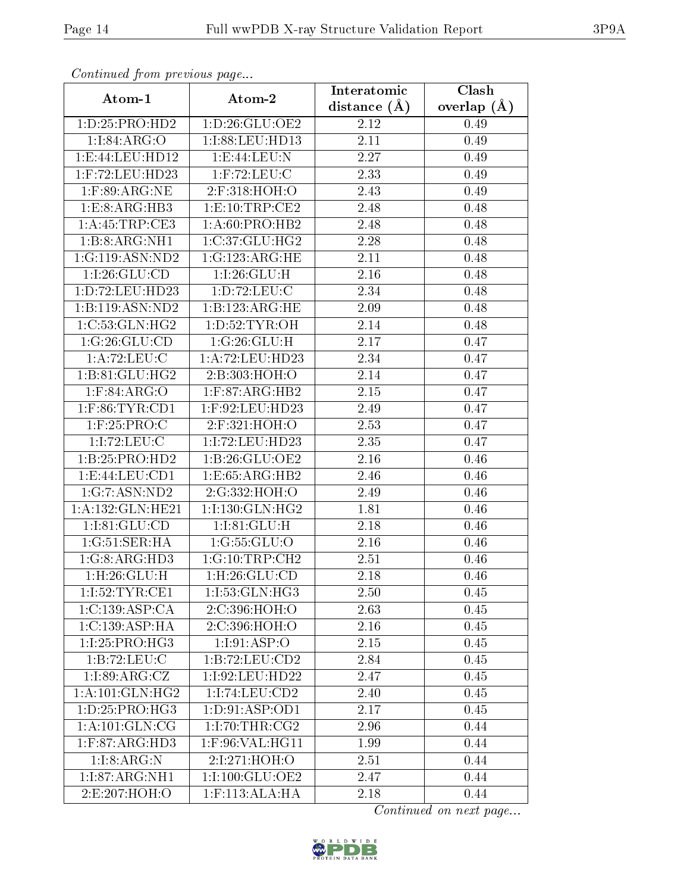*Continued from previous page...*

| Atom-1 | Atom-2 | Interatomic distance (Å) | Clash overlap (Å) |
| --- | --- | --- | --- |
| 1:D:25:PRO:HD2 | 1:D:26:GLU:OE2 | 2.12 | 0.49 |
| 1:I:84:ARG:O | 1:I:88:LEU:HD13 | 2.11 | 0.49 |
| 1:E:44:LEU:HD12 | 1:E:44:LEU:N | 2.27 | 0.49 |
| 1:F:72:LEU:HD23 | 1:F:72:LEU:C | 2.33 | 0.49 |
| 1:F:89:ARG:NE | 2:F:318:HOH:O | 2.43 | 0.49 |
| 1:E:8:ARG:HB3 | 1:E:10:TRP:CE2 | 2.48 | 0.48 |
| 1:A:45:TRP:CE3 | 1:A:60:PRO:HB2 | 2.48 | 0.48 |
| 1:B:8:ARG:NH1 | 1:C:37:GLU:HG2 | 2.28 | 0.48 |
| 1:G:119:ASN:ND2 | 1:G:123:ARG:HE | 2.11 | 0.48 |
| 1:I:26:GLU:CD | 1:I:26:GLU:H | 2.16 | 0.48 |
| 1:D:72:LEU:HD23 | 1:D:72:LEU:C | 2.34 | 0.48 |
| 1:B:119:ASN:ND2 | 1:B:123:ARG:HE | 2.09 | 0.48 |
| 1:C:53:GLN:HG2 | 1:D:52:TYR:OH | 2.14 | 0.48 |
| 1:G:26:GLU:CD | 1:G:26:GLU:H | 2.17 | 0.47 |
| 1:A:72:LEU:C | 1:A:72:LEU:HD23 | 2.34 | 0.47 |
| 1:B:81:GLU:HG2 | 2:B:303:HOH:O | 2.14 | 0.47 |
| 1:F:84:ARG:O | 1:F:87:ARG:HB2 | 2.15 | 0.47 |
| 1:F:86:TYR:CD1 | 1:F:92:LEU:HD23 | 2.49 | 0.47 |
| 1:F:25:PRO:C | 2:F:321:HOH:O | 2.53 | 0.47 |
| 1:I:72:LEU:C | 1:I:72:LEU:HD23 | 2.35 | 0.47 |
| 1:B:25:PRO:HD2 | 1:B:26:GLU:OE2 | 2.16 | 0.46 |
| 1:E:44:LEU:CD1 | 1:E:65:ARG:HB2 | 2.46 | 0.46 |
| 1:G:7:ASN:ND2 | 2:G:332:HOH:O | 2.49 | 0.46 |
| 1:A:132:GLN:HE21 | 1:I:130:GLN:HG2 | 1.81 | 0.46 |
| 1:I:81:GLU:CD | 1:I:81:GLU:H | 2.18 | 0.46 |
| 1:G:51:SER:HA | 1:G:55:GLU:O | 2.16 | 0.46 |
| 1:G:8:ARG:HD3 | 1:G:10:TRP:CH2 | 2.51 | 0.46 |
| 1:H:26:GLU:H | 1:H:26:GLU:CD | 2.18 | 0.46 |
| 1:I:52:TYR:CE1 | 1:I:53:GLN:HG3 | 2.50 | 0.45 |
| 1:C:139:ASP:CA | 2:C:396:HOH:O | 2.63 | 0.45 |
| 1:C:139:ASP:HA | 2:C:396:HOH:O | 2.16 | 0.45 |
| 1:I:25:PRO:HG3 | 1:I:91:ASP:O | 2.15 | 0.45 |
| 1:B:72:LEU:C | 1:B:72:LEU:CD2 | 2.84 | 0.45 |
| 1:I:89:ARG:CZ | 1:I:92:LEU:HD22 | 2.47 | 0.45 |
| 1:A:101:GLN:HG2 | 1:I:74:LEU:CD2 | 2.40 | 0.45 |
| 1:D:25:PRO:HG3 | 1:D:91:ASP:OD1 | 2.17 | 0.45 |
| 1:A:101:GLN:CG | 1:I:70:THR:CG2 | 2.96 | 0.44 |
| 1:F:87:ARG:HD3 | 1:F:96:VAL:HG11 | 1.99 | 0.44 |
| 1:I:8:ARG:N | 2:I:271:HOH:O | 2.51 | 0.44 |
| 1:I:87:ARG:NH1 | 1:I:100:GLU:OE2 | 2.47 | 0.44 |
| 2:E:207:HOH:O | 1:F:113:ALA:HA | 2.18 | 0.44 |

*Continued on next page...*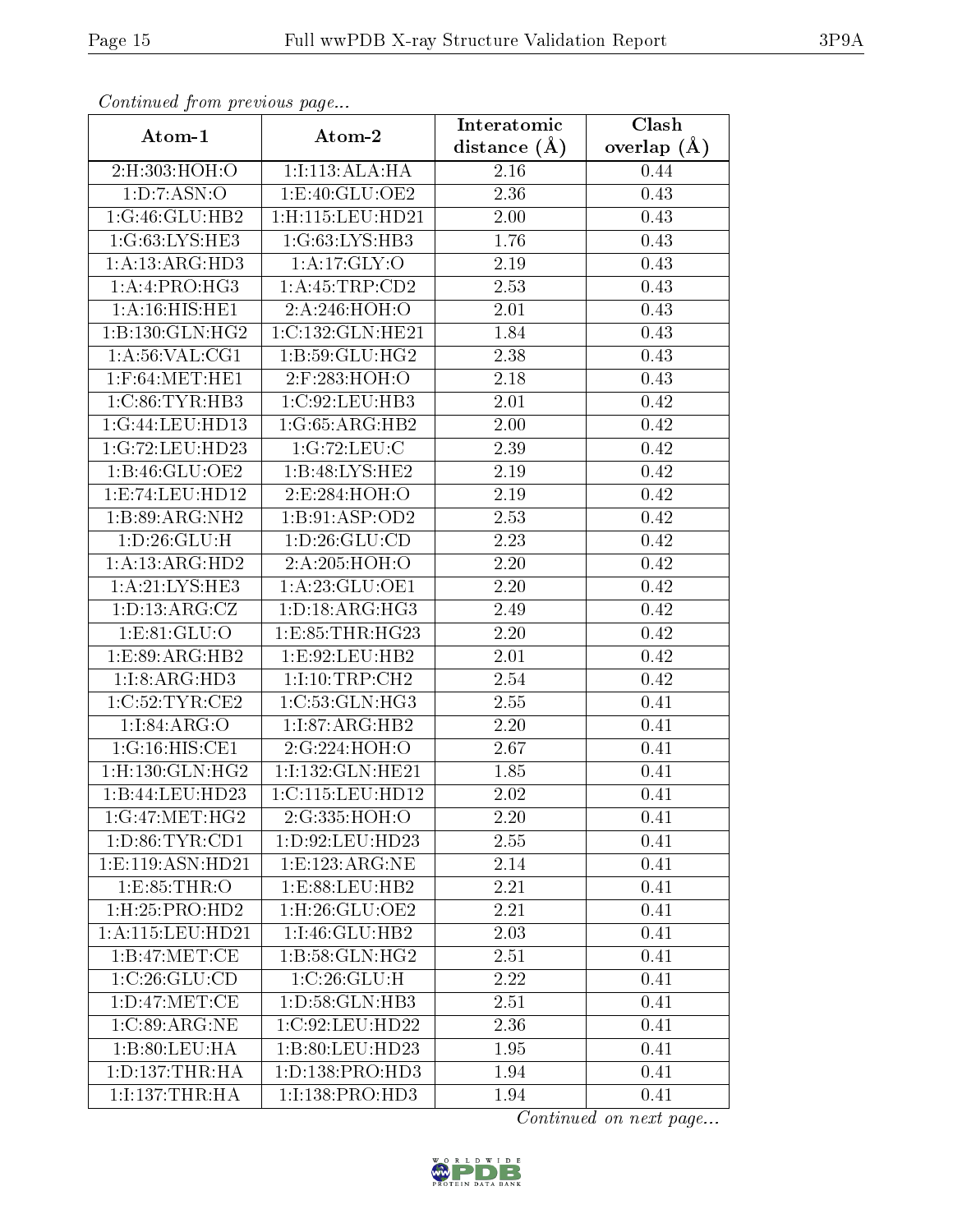*Continued from previous page...*

| Atom-1 | Atom-2 | Interatomic distance (Å) | Clash overlap (Å) |
| --- | --- | --- | --- |
| 2:H:303:HOH:O | 1:I:113:ALA:HA | 2.16 | 0.44 |
| 1:D:7:ASN:O | 1:E:40:GLU:OE2 | 2.36 | 0.43 |
| 1:G:46:GLU:HB2 | 1:H:115:LEU:HD21 | 2.00 | 0.43 |
| 1:G:63:LYS:HE3 | 1:G:63:LYS:HB3 | 1.76 | 0.43 |
| 1:A:13:ARG:HD3 | 1:A:17:GLY:O | 2.19 | 0.43 |
| 1:A:4:PRO:HG3 | 1:A:45:TRP:CD2 | 2.53 | 0.43 |
| 1:A:16:HIS:HE1 | 2:A:246:HOH:O | 2.01 | 0.43 |
| 1:B:130:GLN:HG2 | 1:C:132:GLN:HE21 | 1.84 | 0.43 |
| 1:A:56:VAL:CG1 | 1:B:59:GLU:HG2 | 2.38 | 0.43 |
| 1:F:64:MET:HE1 | 2:F:283:HOH:O | 2.18 | 0.43 |
| 1:C:86:TYR:HB3 | 1:C:92:LEU:HB3 | 2.01 | 0.42 |
| 1:G:44:LEU:HD13 | 1:G:65:ARG:HB2 | 2.00 | 0.42 |
| 1:G:72:LEU:HD23 | 1:G:72:LEU:C | 2.39 | 0.42 |
| 1:B:46:GLU:OE2 | 1:B:48:LYS:HE2 | 2.19 | 0.42 |
| 1:E:74:LEU:HD12 | 2:E:284:HOH:O | 2.19 | 0.42 |
| 1:B:89:ARG:NH2 | 1:B:91:ASP:OD2 | 2.53 | 0.42 |
| 1:D:26:GLU:H | 1:D:26:GLU:CD | 2.23 | 0.42 |
| 1:A:13:ARG:HD2 | 2:A:205:HOH:O | 2.20 | 0.42 |
| 1:A:21:LYS:HE3 | 1:A:23:GLU:OE1 | 2.20 | 0.42 |
| 1:D:13:ARG:CZ | 1:D:18:ARG:HG3 | 2.49 | 0.42 |
| 1:E:81:GLU:O | 1:E:85:THR:HG23 | 2.20 | 0.42 |
| 1:E:89:ARG:HB2 | 1:E:92:LEU:HB2 | 2.01 | 0.42 |
| 1:I:8:ARG:HD3 | 1:I:10:TRP:CH2 | 2.54 | 0.42 |
| 1:C:52:TYR:CE2 | 1:C:53:GLN:HG3 | 2.55 | 0.41 |
| 1:I:84:ARG:O | 1:I:87:ARG:HB2 | 2.20 | 0.41 |
| 1:G:16:HIS:CE1 | 2:G:224:HOH:O | 2.67 | 0.41 |
| 1:H:130:GLN:HG2 | 1:I:132:GLN:HE21 | 1.85 | 0.41 |
| 1:B:44:LEU:HD23 | 1:C:115:LEU:HD12 | 2.02 | 0.41 |
| 1:G:47:MET:HG2 | 2:G:335:HOH:O | 2.20 | 0.41 |
| 1:D:86:TYR:CD1 | 1:D:92:LEU:HD23 | 2.55 | 0.41 |
| 1:E:119:ASN:HD21 | 1:E:123:ARG:NE | 2.14 | 0.41 |
| 1:E:85:THR:O | 1:E:88:LEU:HB2 | 2.21 | 0.41 |
| 1:H:25:PRO:HD2 | 1:H:26:GLU:OE2 | 2.21 | 0.41 |
| 1:A:115:LEU:HD21 | 1:I:46:GLU:HB2 | 2.03 | 0.41 |
| 1:B:47:MET:CE | 1:B:58:GLN:HG2 | 2.51 | 0.41 |
| 1:C:26:GLU:CD | 1:C:26:GLU:H | 2.22 | 0.41 |
| 1:D:47:MET:CE | 1:D:58:GLN:HB3 | 2.51 | 0.41 |
| 1:C:89:ARG:NE | 1:C:92:LEU:HD22 | 2.36 | 0.41 |
| 1:B:80:LEU:HA | 1:B:80:LEU:HD23 | 1.95 | 0.41 |
| 1:D:137:THR:HA | 1:D:138:PRO:HD3 | 1.94 | 0.41 |
| 1:I:137:THR:HA | 1:I:138:PRO:HD3 | 1.94 | 0.41 |

*Continued on next page...*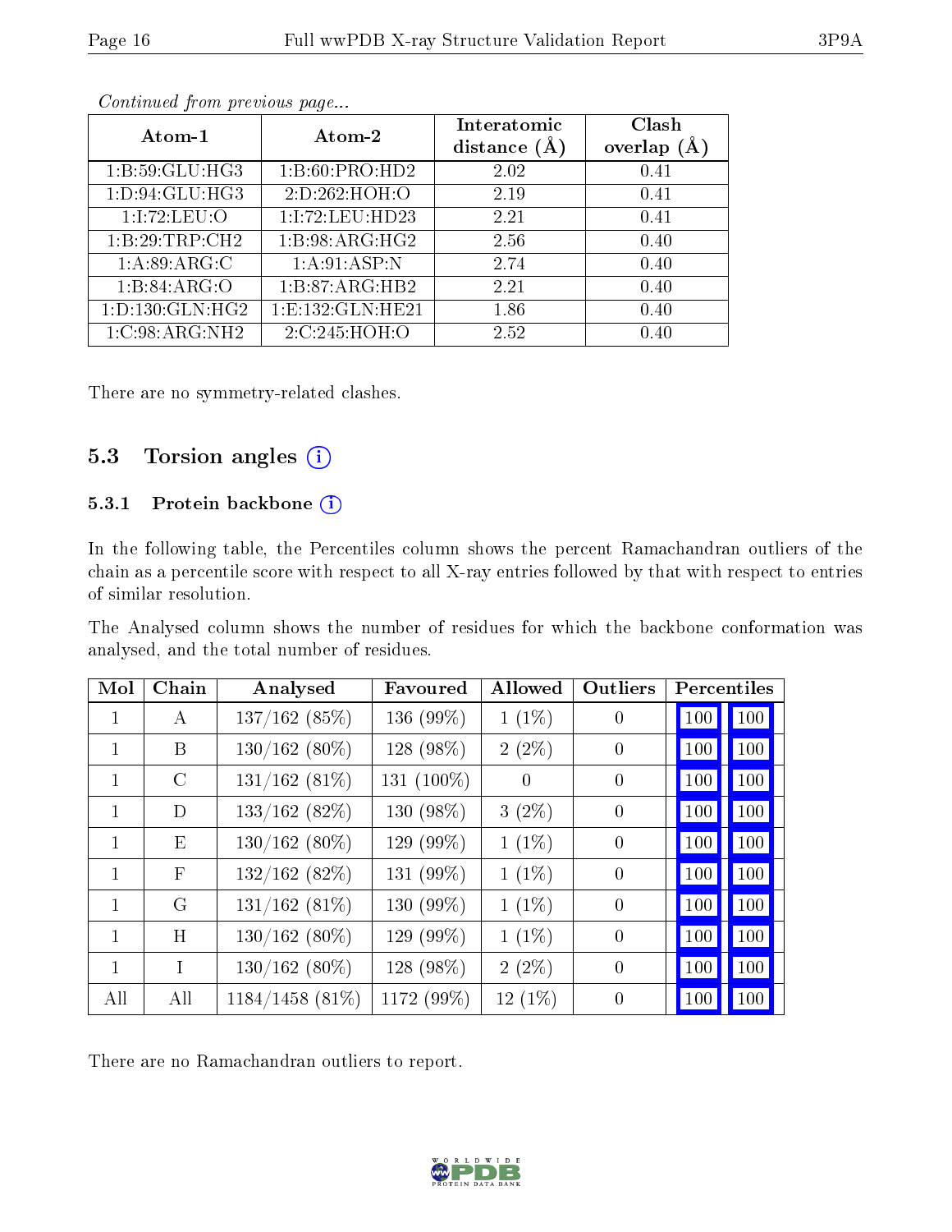*Continued from previous page...*

| Atom-1 | Atom-2 | Interatomic distance (Å) | Clash overlap (Å) |
|---|---|---|---|
| 1:B:59:GLU:HG3 | 1:B:60:PRO:HD2 | 2.02 | 0.41 |
| 1:D:94:GLU:HG3 | 2:D:262:HOH:O | 2.19 | 0.41 |
| 1:I:72:LEU:O | 1:I:72:LEU:HD23 | 2.21 | 0.41 |
| 1:B:29:TRP:CH2 | 1:B:98:ARG:HG2 | 2.56 | 0.40 |
| 1:A:89:ARG:C | 1:A:91:ASP:N | 2.74 | 0.40 |
| 1:B:84:ARG:O | 1:B:87:ARG:HB2 | 2.21 | 0.40 |
| 1:D:130:GLN:HG2 | 1:E:132:GLN:HE21 | 1.86 | 0.40 |
| 1:C:98:ARG:NH2 | 2:C:245:HOH:O | 2.52 | 0.40 |

There are no symmetry-related clashes.

## 5.3 Torsion angles

### 5.3.1 Protein backbone

In the following table, the Percentiles column shows the percent Ramachandran outliers of the chain as a percentile score with respect to all X-ray entries followed by that with respect to entries of similar resolution.

The Analysed column shows the number of residues for which the backbone conformation was analysed, and the total number of residues.

| Mol | Chain | Analysed | Favoured | Allowed | Outliers | Percentiles | |
|---|---|---|---|---|---|---|---|
| 1 | A | 137/162 (85%) | 136 (99%) | 1 (1%) | 0 | 100 | 100 |
| 1 | B | 130/162 (80%) | 128 (98%) | 2 (2%) | 0 | 100 | 100 |
| 1 | C | 131/162 (81%) | 131 (100%) | 0 | 0 | 100 | 100 |
| 1 | D | 133/162 (82%) | 130 (98%) | 3 (2%) | 0 | 100 | 100 |
| 1 | E | 130/162 (80%) | 129 (99%) | 1 (1%) | 0 | 100 | 100 |
| 1 | F | 132/162 (82%) | 131 (99%) | 1 (1%) | 0 | 100 | 100 |
| 1 | G | 131/162 (81%) | 130 (99%) | 1 (1%) | 0 | 100 | 100 |
| 1 | H | 130/162 (80%) | 129 (99%) | 1 (1%) | 0 | 100 | 100 |
| 1 | I | 130/162 (80%) | 128 (98%) | 2 (2%) | 0 | 100 | 100 |
| All | All | 1184/1458 (81%) | 1172 (99%) | 12 (1%) | 0 | 100 | 100 |

There are no Ramachandran outliers to report.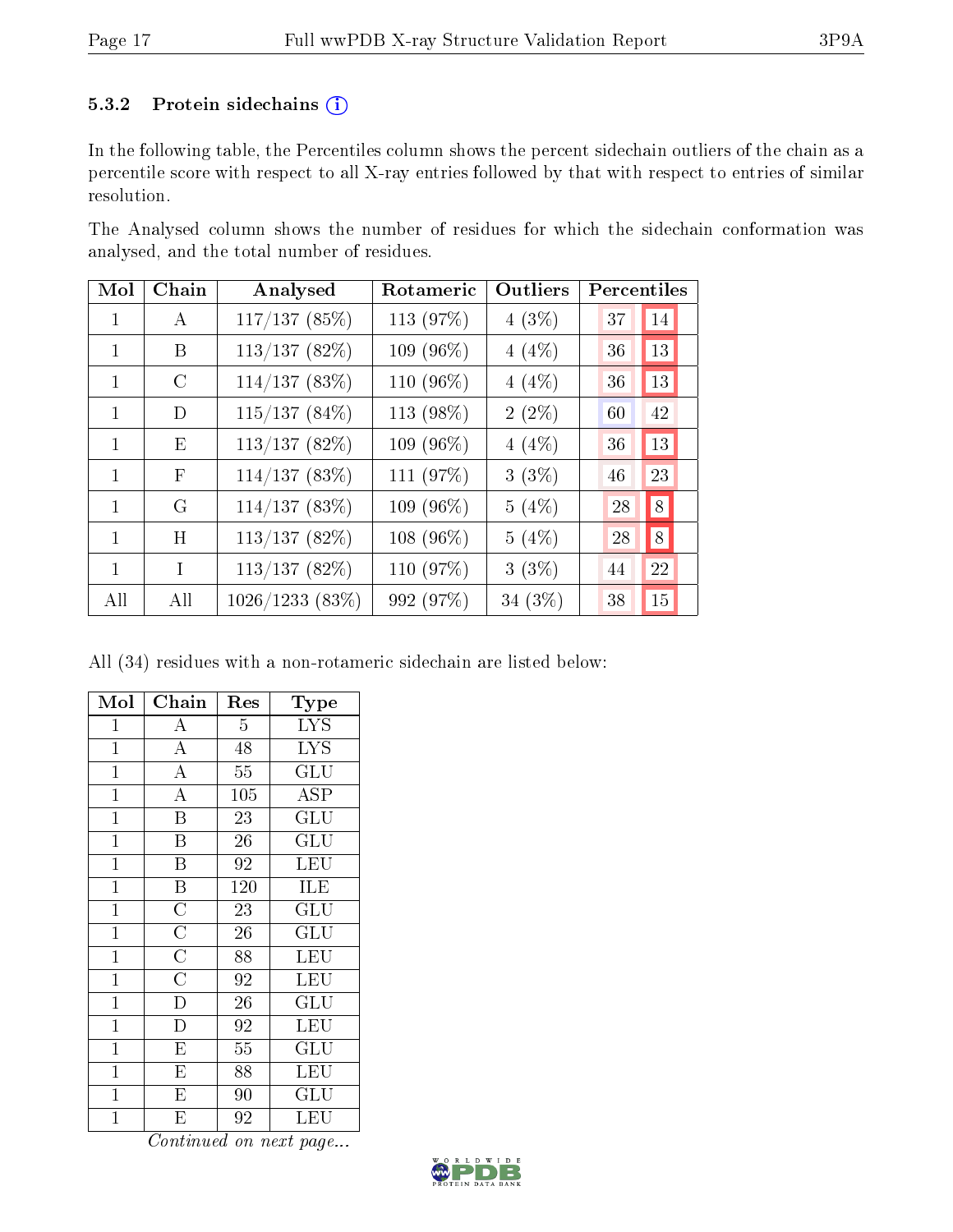### 5.3.2 Protein sidechains

In the following table, the Percentiles column shows the percent sidechain outliers of the chain as a percentile score with respect to all X-ray entries followed by that with respect to entries of similar resolution.

The Analysed column shows the number of residues for which the sidechain conformation was analysed, and the total number of residues.

| Mol | Chain | Analysed | Rotameric | Outliers | Percentiles | |
|---|---|---|---|---|---|---|
| 1 | A | 117/137 (85%) | 113 (97%) | 4 (3%) | 37 | 14 |
| 1 | B | 113/137 (82%) | 109 (96%) | 4 (4%) | 36 | 13 |
| 1 | C | 114/137 (83%) | 110 (96%) | 4 (4%) | 36 | 13 |
| 1 | D | 115/137 (84%) | 113 (98%) | 2 (2%) | 60 | 42 |
| 1 | E | 113/137 (82%) | 109 (96%) | 4 (4%) | 36 | 13 |
| 1 | F | 114/137 (83%) | 111 (97%) | 3 (3%) | 46 | 23 |
| 1 | G | 114/137 (83%) | 109 (96%) | 5 (4%) | 28 | 8 |
| 1 | H | 113/137 (82%) | 108 (96%) | 5 (4%) | 28 | 8 |
| 1 | I | 113/137 (82%) | 110 (97%) | 3 (3%) | 44 | 22 |
| All | All | 1026/1233 (83%) | 992 (97%) | 34 (3%) | 38 | 15 |

All (34) residues with a non-rotameric sidechain are listed below:

| Mol | Chain | Res | Type |
|---|---|---|---|
| 1 | A | 5 | LYS |
| 1 | A | 48 | LYS |
| 1 | A | 55 | GLU |
| 1 | A | 105 | ASP |
| 1 | B | 23 | GLU |
| 1 | B | 26 | GLU |
| 1 | B | 92 | LEU |
| 1 | B | 120 | ILE |
| 1 | C | 23 | GLU |
| 1 | C | 26 | GLU |
| 1 | C | 88 | LEU |
| 1 | C | 92 | LEU |
| 1 | D | 26 | GLU |
| 1 | D | 92 | LEU |
| 1 | E | 55 | GLU |
| 1 | E | 88 | LEU |
| 1 | E | 90 | GLU |
| 1 | E | 92 | LEU |

*Continued on next page...*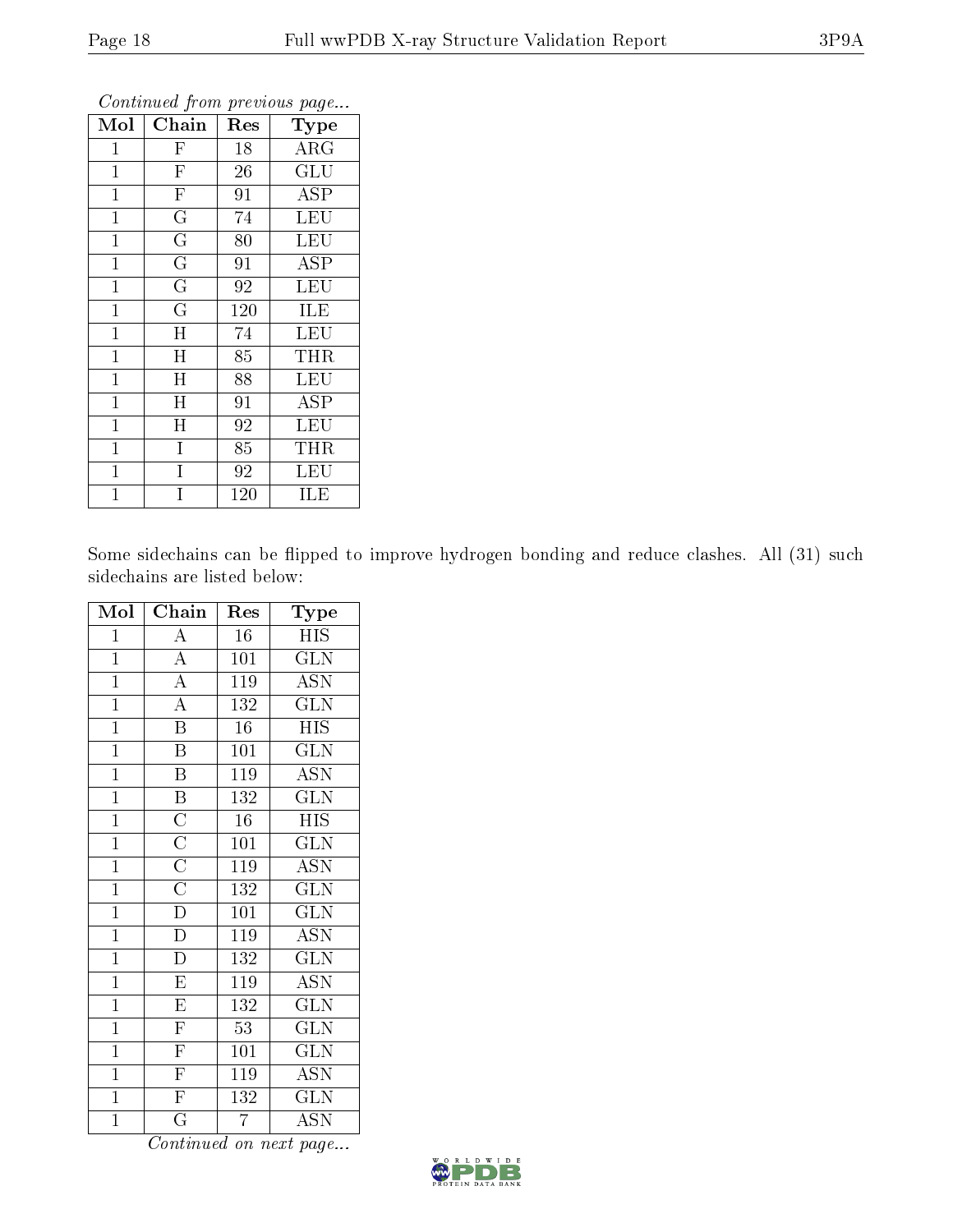*Continued from previous page...*

| Mol | Chain | Res | Type |
|---|---|---|---|
| 1 | F | 18 | ARG |
| 1 | F | 26 | GLU |
| 1 | F | 91 | ASP |
| 1 | G | 74 | LEU |
| 1 | G | 80 | LEU |
| 1 | G | 91 | ASP |
| 1 | G | 92 | LEU |
| 1 | G | 120 | ILE |
| 1 | H | 74 | LEU |
| 1 | H | 85 | THR |
| 1 | H | 88 | LEU |
| 1 | H | 91 | ASP |
| 1 | H | 92 | LEU |
| 1 | I | 85 | THR |
| 1 | I | 92 | LEU |
| 1 | I | 120 | ILE |

Some sidechains can be flipped to improve hydrogen bonding and reduce clashes. All (31) such sidechains are listed below:

| Mol | Chain | Res | Type |
|---|---|---|---|
| 1 | A | 16 | HIS |
| 1 | A | 101 | GLN |
| 1 | A | 119 | ASN |
| 1 | A | 132 | GLN |
| 1 | B | 16 | HIS |
| 1 | B | 101 | GLN |
| 1 | B | 119 | ASN |
| 1 | B | 132 | GLN |
| 1 | C | 16 | HIS |
| 1 | C | 101 | GLN |
| 1 | C | 119 | ASN |
| 1 | C | 132 | GLN |
| 1 | D | 101 | GLN |
| 1 | D | 119 | ASN |
| 1 | D | 132 | GLN |
| 1 | E | 119 | ASN |
| 1 | E | 132 | GLN |
| 1 | F | 53 | GLN |
| 1 | F | 101 | GLN |
| 1 | F | 119 | ASN |
| 1 | F | 132 | GLN |
| 1 | G | 7 | ASN |

*Continued on next page...*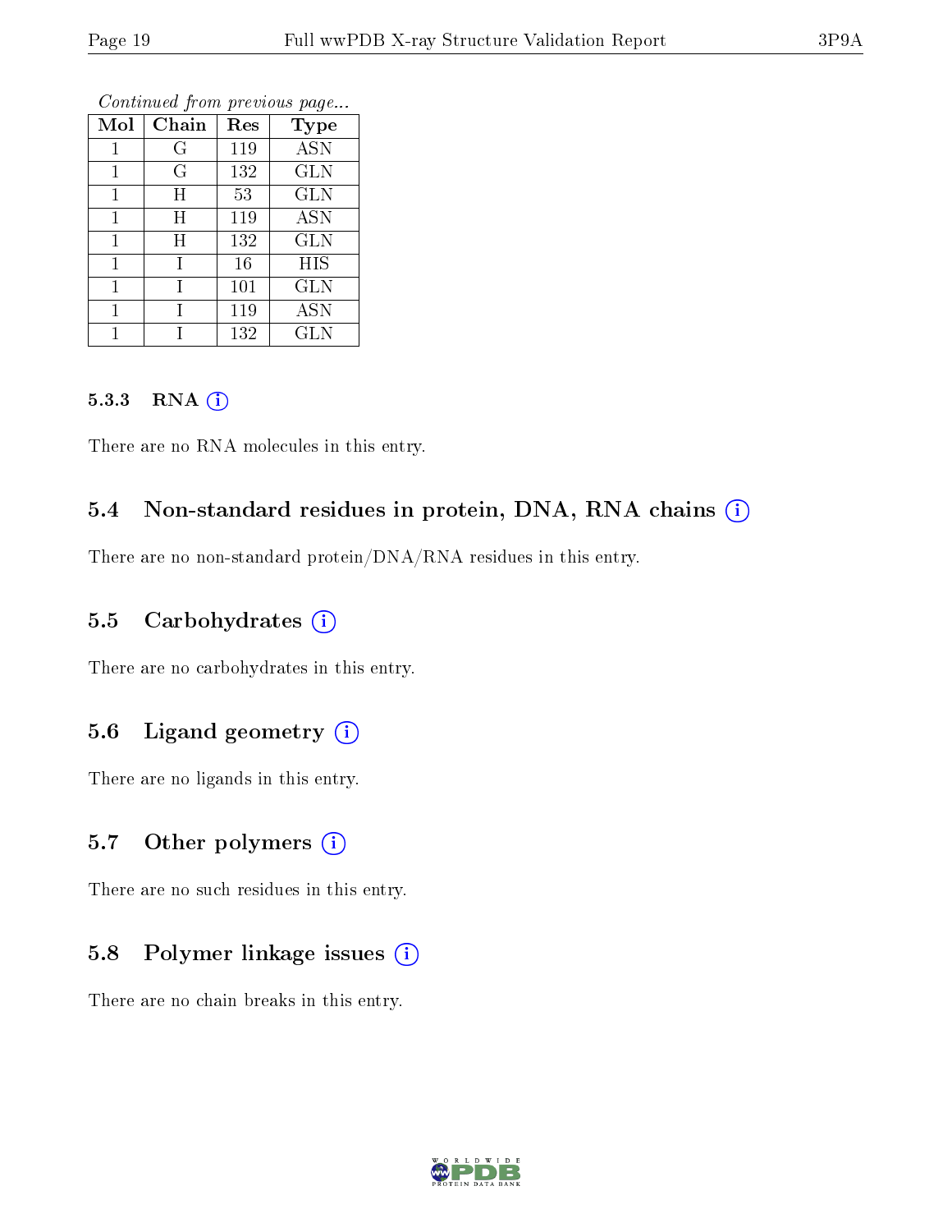*Continued from previous page...*

| Mol | Chain | Res | Type |
|---|---|---|---|
| 1 | G | 119 | ASN |
| 1 | G | 132 | GLN |
| 1 | H | 53 | GLN |
| 1 | H | 119 | ASN |
| 1 | H | 132 | GLN |
| 1 | I | 16 | HIS |
| 1 | I | 101 | GLN |
| 1 | I | 119 | ASN |
| 1 | I | 132 | GLN |

#### 5.3.3 RNA (i)

There are no RNA molecules in this entry.

### 5.4 Non-standard residues in protein, DNA, RNA chains (i)

There are no non-standard protein/DNA/RNA residues in this entry.

### 5.5 Carbohydrates (i)

There are no carbohydrates in this entry.

### 5.6 Ligand geometry (i)

There are no ligands in this entry.

### 5.7 Other polymers (i)

There are no such residues in this entry.

### 5.8 Polymer linkage issues (i)

There are no chain breaks in this entry.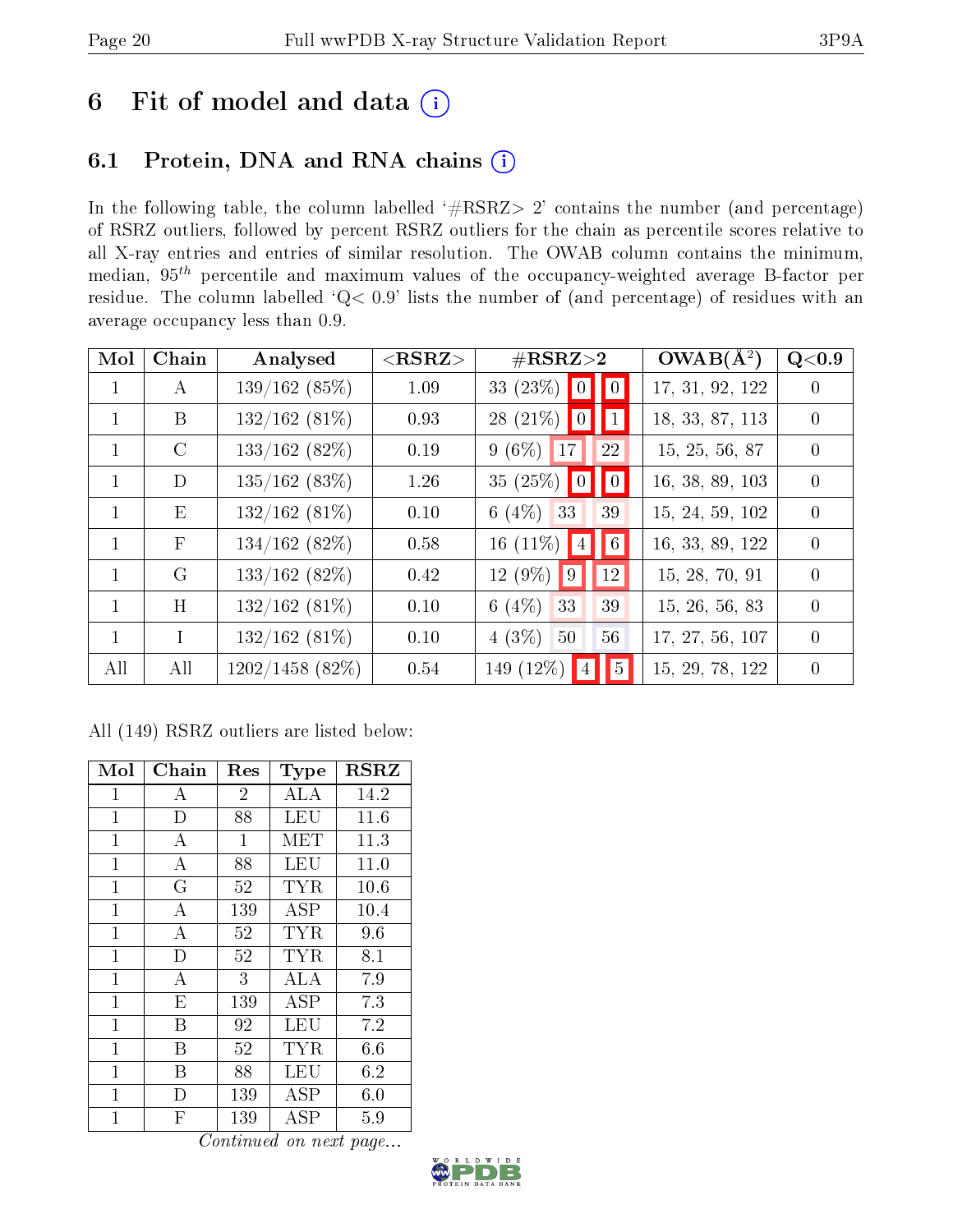# 6 Fit of model and data (i)

## 6.1 Protein, DNA and RNA chains (i)

In the following table, the column labelled '#RSRZ> 2' contains the number (and percentage) of RSRZ outliers, followed by percent RSRZ outliers for the chain as percentile scores relative to all X-ray entries and entries of similar resolution. The OWAB column contains the minimum, median, $95^{th}$ percentile and maximum values of the occupancy-weighted average B-factor per residue. The column labelled 'Q< 0.9' lists the number of (and percentage) of residues with an average occupancy less than 0.9.

| Mol | Chain | Analysed | <RSRZ> | #RSRZ>2 | | | OWAB(Å$^2$) | Q<0.9 |
|---|---|---|---|---|---|---|---|---|
| 1 | A | 139/162 (85%) | 1.09 | 33 (23%) | 0 | 0 | 17, 31, 92, 122 | 0 |
| 1 | B | 132/162 (81%) | 0.93 | 28 (21%) | 0 | 1 | 18, 33, 87, 113 | 0 |
| 1 | C | 133/162 (82%) | 0.19 | 9 (6%) | 17 | 22 | 15, 25, 56, 87 | 0 |
| 1 | D | 135/162 (83%) | 1.26 | 35 (25%) | 0 | 0 | 16, 38, 89, 103 | 0 |
| 1 | E | 132/162 (81%) | 0.10 | 6 (4%) | 33 | 39 | 15, 24, 59, 102 | 0 |
| 1 | F | 134/162 (82%) | 0.58 | 16 (11%) | 4 | 6 | 16, 33, 89, 122 | 0 |
| 1 | G | 133/162 (82%) | 0.42 | 12 (9%) | 9 | 12 | 15, 28, 70, 91 | 0 |
| 1 | H | 132/162 (81%) | 0.10 | 6 (4%) | 33 | 39 | 15, 26, 56, 83 | 0 |
| 1 | I | 132/162 (81%) | 0.10 | 4 (3%) | 50 | 56 | 17, 27, 56, 107 | 0 |
| All | All | 1202/1458 (82%) | 0.54 | 149 (12%) | 4 | 5 | 15, 29, 78, 122 | 0 |

All (149) RSRZ outliers are listed below:

| Mol | Chain | Res | Type | RSRZ |
|---|---|---|---|---|
| 1 | A | 2 | ALA | 14.2 |
| 1 | D | 88 | LEU | 11.6 |
| 1 | A | 1 | MET | 11.3 |
| 1 | A | 88 | LEU | 11.0 |
| 1 | G | 52 | TYR | 10.6 |
| 1 | A | 139 | ASP | 10.4 |
| 1 | A | 52 | TYR | 9.6 |
| 1 | D | 52 | TYR | 8.1 |
| 1 | A | 3 | ALA | 7.9 |
| 1 | E | 139 | ASP | 7.3 |
| 1 | B | 92 | LEU | 7.2 |
| 1 | B | 52 | TYR | 6.6 |
| 1 | B | 88 | LEU | 6.2 |
| 1 | D | 139 | ASP | 6.0 |
| 1 | F | 139 | ASP | 5.9 |

*Continued on next page...*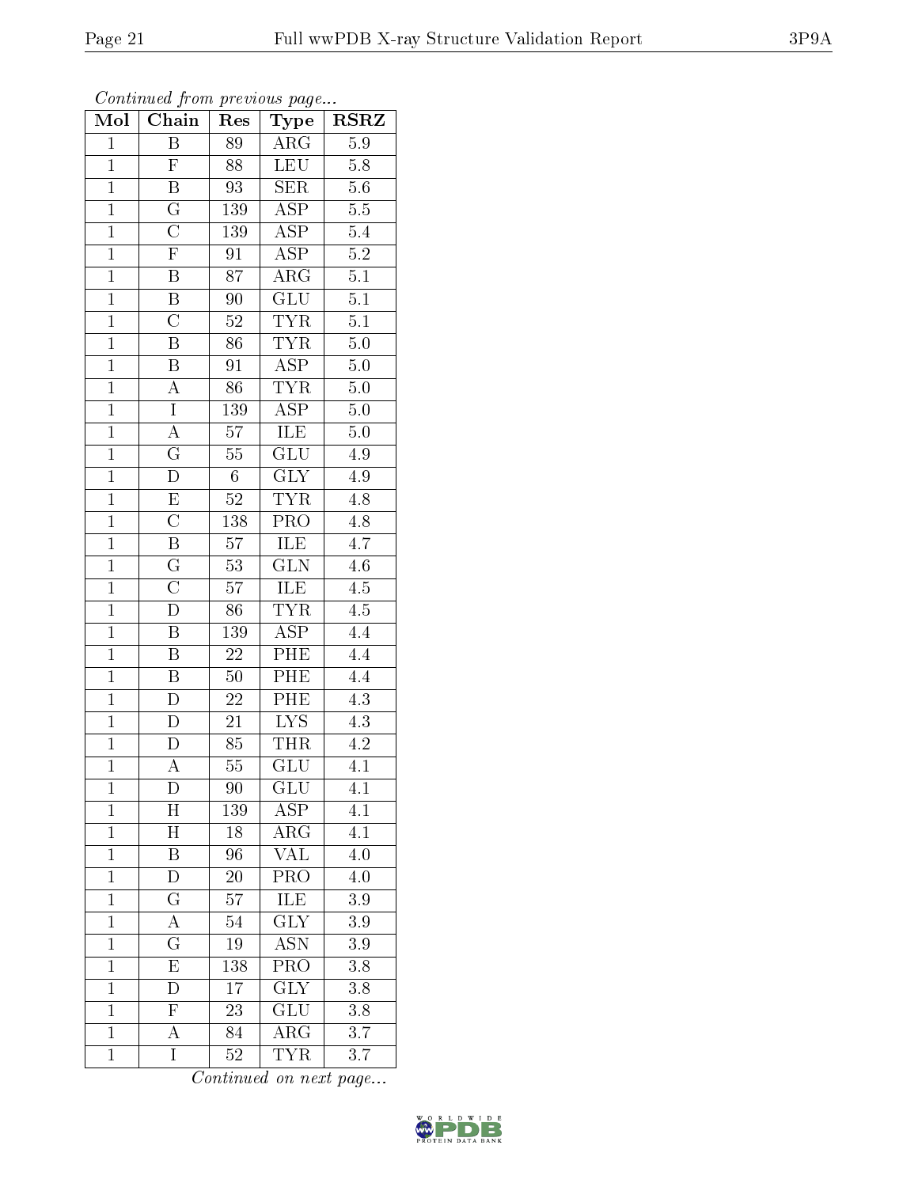*Continued from previous page...*

| Mol | Chain | Res | Type | RSRZ |
|---|---|---|---|---|
| 1 | B | 89 | ARG | 5.9 |
| 1 | F | 88 | LEU | 5.8 |
| 1 | B | 93 | SER | 5.6 |
| 1 | G | 139 | ASP | 5.5 |
| 1 | C | 139 | ASP | 5.4 |
| 1 | F | 91 | ASP | 5.2 |
| 1 | B | 87 | ARG | 5.1 |
| 1 | B | 90 | GLU | 5.1 |
| 1 | C | 52 | TYR | 5.1 |
| 1 | B | 86 | TYR | 5.0 |
| 1 | B | 91 | ASP | 5.0 |
| 1 | A | 86 | TYR | 5.0 |
| 1 | I | 139 | ASP | 5.0 |
| 1 | A | 57 | ILE | 5.0 |
| 1 | G | 55 | GLU | 4.9 |
| 1 | D | 6 | GLY | 4.9 |
| 1 | E | 52 | TYR | 4.8 |
| 1 | C | 138 | PRO | 4.8 |
| 1 | B | 57 | ILE | 4.7 |
| 1 | G | 53 | GLN | 4.6 |
| 1 | C | 57 | ILE | 4.5 |
| 1 | D | 86 | TYR | 4.5 |
| 1 | B | 139 | ASP | 4.4 |
| 1 | B | 22 | PHE | 4.4 |
| 1 | B | 50 | PHE | 4.4 |
| 1 | D | 22 | PHE | 4.3 |
| 1 | D | 21 | LYS | 4.3 |
| 1 | D | 85 | THR | 4.2 |
| 1 | A | 55 | GLU | 4.1 |
| 1 | D | 90 | GLU | 4.1 |
| 1 | H | 139 | ASP | 4.1 |
| 1 | H | 18 | ARG | 4.1 |
| 1 | B | 96 | VAL | 4.0 |
| 1 | D | 20 | PRO | 4.0 |
| 1 | G | 57 | ILE | 3.9 |
| 1 | A | 54 | GLY | 3.9 |
| 1 | G | 19 | ASN | 3.9 |
| 1 | E | 138 | PRO | 3.8 |
| 1 | D | 17 | GLY | 3.8 |
| 1 | F | 23 | GLU | 3.8 |
| 1 | A | 84 | ARG | 3.7 |
| 1 | I | 52 | TYR | 3.7 |

*Continued on next page...*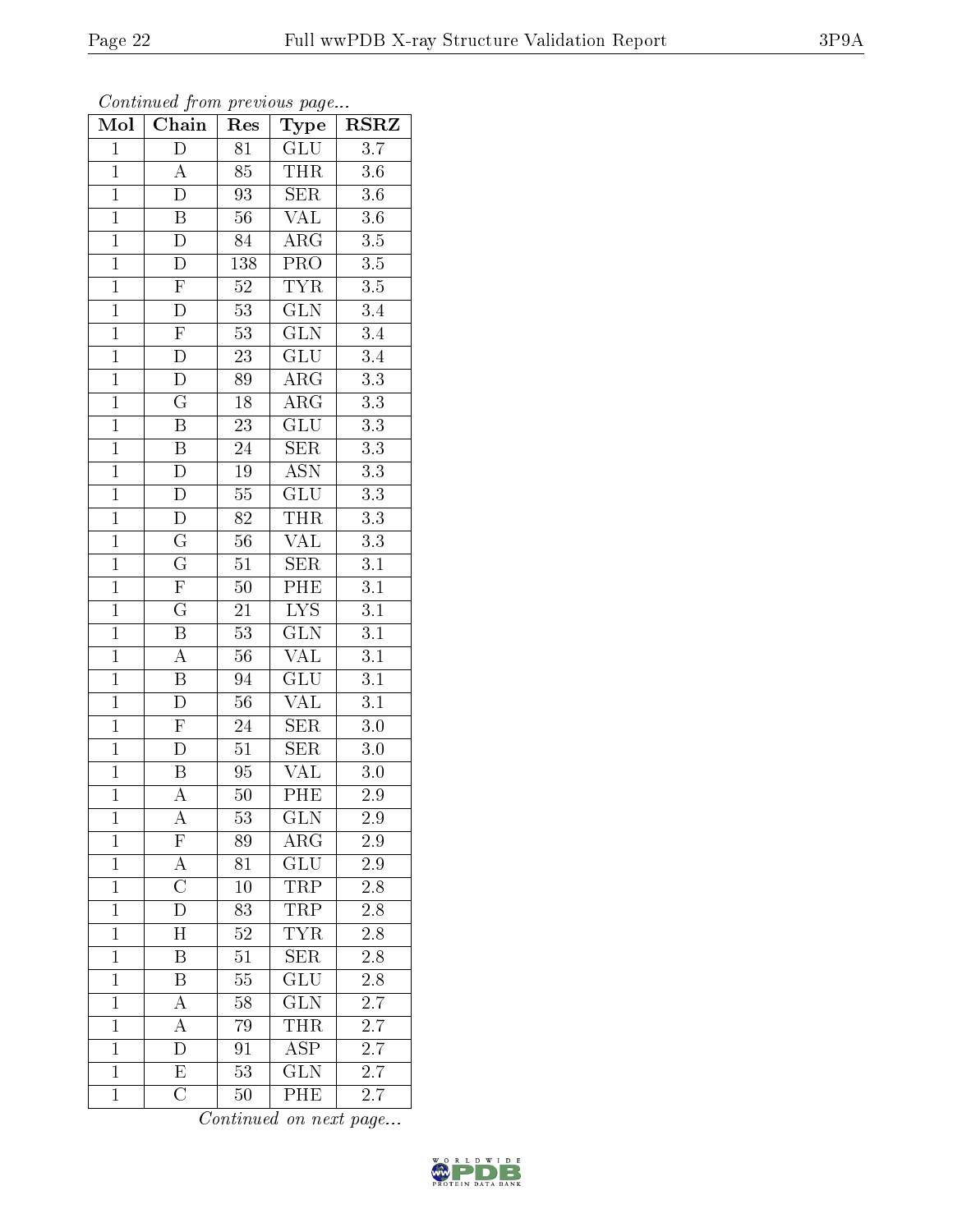*Continued from previous page...*

| Mol | Chain | Res | Type | RSRZ |
|---|---|---|---|---|
| 1 | D | 81 | GLU | 3.7 |
| 1 | A | 85 | THR | 3.6 |
| 1 | D | 93 | SER | 3.6 |
| 1 | B | 56 | VAL | 3.6 |
| 1 | D | 84 | ARG | 3.5 |
| 1 | D | 138 | PRO | 3.5 |
| 1 | F | 52 | TYR | 3.5 |
| 1 | D | 53 | GLN | 3.4 |
| 1 | F | 53 | GLN | 3.4 |
| 1 | D | 23 | GLU | 3.4 |
| 1 | D | 89 | ARG | 3.3 |
| 1 | G | 18 | ARG | 3.3 |
| 1 | B | 23 | GLU | 3.3 |
| 1 | B | 24 | SER | 3.3 |
| 1 | D | 19 | ASN | 3.3 |
| 1 | D | 55 | GLU | 3.3 |
| 1 | D | 82 | THR | 3.3 |
| 1 | G | 56 | VAL | 3.3 |
| 1 | G | 51 | SER | 3.1 |
| 1 | F | 50 | PHE | 3.1 |
| 1 | G | 21 | LYS | 3.1 |
| 1 | B | 53 | GLN | 3.1 |
| 1 | A | 56 | VAL | 3.1 |
| 1 | B | 94 | GLU | 3.1 |
| 1 | D | 56 | VAL | 3.1 |
| 1 | F | 24 | SER | 3.0 |
| 1 | D | 51 | SER | 3.0 |
| 1 | B | 95 | VAL | 3.0 |
| 1 | A | 50 | PHE | 2.9 |
| 1 | A | 53 | GLN | 2.9 |
| 1 | F | 89 | ARG | 2.9 |
| 1 | A | 81 | GLU | 2.9 |
| 1 | C | 10 | TRP | 2.8 |
| 1 | D | 83 | TRP | 2.8 |
| 1 | H | 52 | TYR | 2.8 |
| 1 | B | 51 | SER | 2.8 |
| 1 | B | 55 | GLU | 2.8 |
| 1 | A | 58 | GLN | 2.7 |
| 1 | A | 79 | THR | 2.7 |
| 1 | D | 91 | ASP | 2.7 |
| 1 | E | 53 | GLN | 2.7 |
| 1 | C | 50 | PHE | 2.7 |

*Continued on next page...*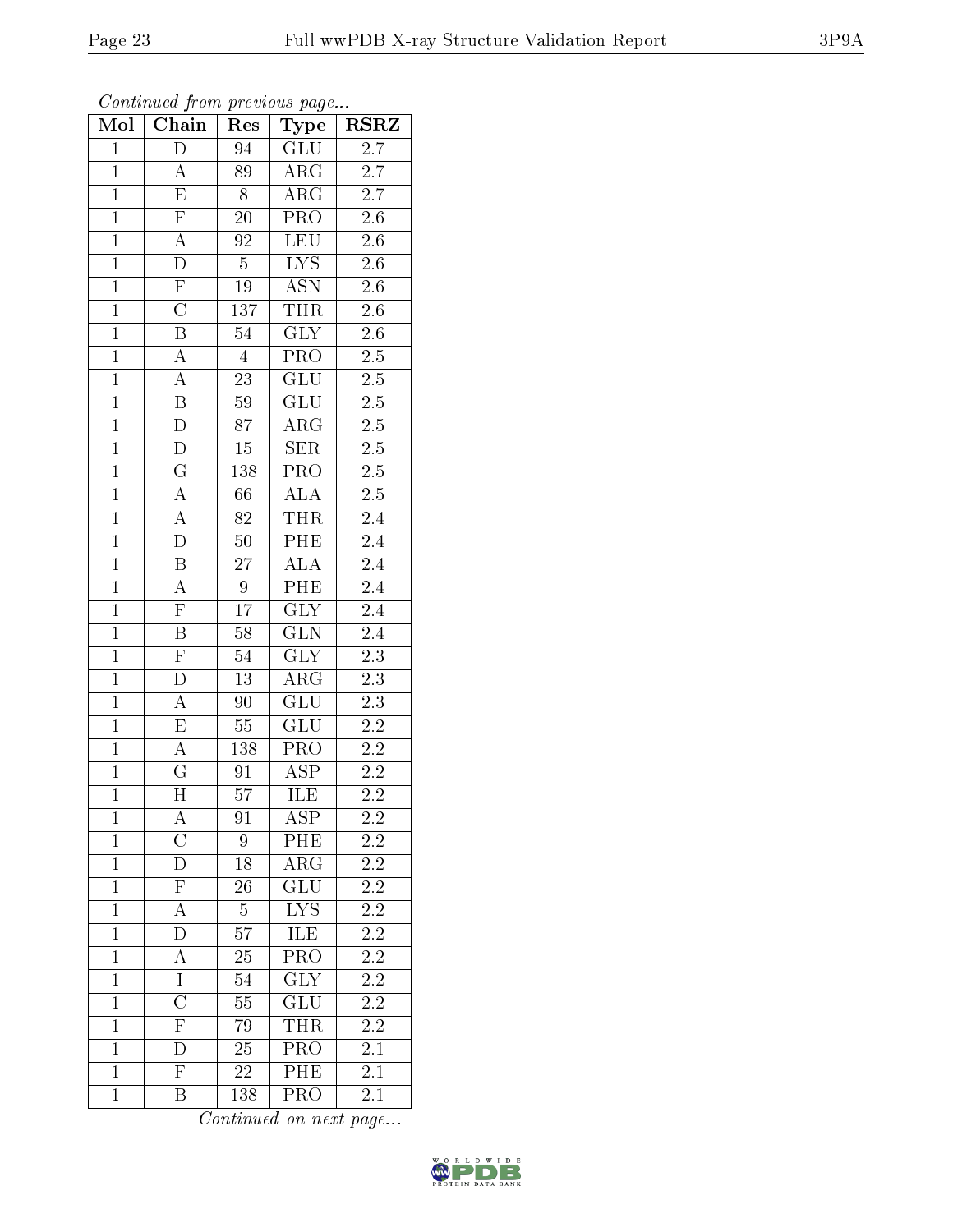*Continued from previous page...*

| Mol | Chain | Res | Type | RSRZ |
|---|---|---|---|---|
| 1 | D | 94 | GLU | 2.7 |
| 1 | A | 89 | ARG | 2.7 |
| 1 | E | 8 | ARG | 2.7 |
| 1 | F | 20 | PRO | 2.6 |
| 1 | A | 92 | LEU | 2.6 |
| 1 | D | 5 | LYS | 2.6 |
| 1 | F | 19 | ASN | 2.6 |
| 1 | C | 137 | THR | 2.6 |
| 1 | B | 54 | GLY | 2.6 |
| 1 | A | 4 | PRO | 2.5 |
| 1 | A | 23 | GLU | 2.5 |
| 1 | B | 59 | GLU | 2.5 |
| 1 | D | 87 | ARG | 2.5 |
| 1 | D | 15 | SER | 2.5 |
| 1 | G | 138 | PRO | 2.5 |
| 1 | A | 66 | ALA | 2.5 |
| 1 | A | 82 | THR | 2.4 |
| 1 | D | 50 | PHE | 2.4 |
| 1 | B | 27 | ALA | 2.4 |
| 1 | A | 9 | PHE | 2.4 |
| 1 | F | 17 | GLY | 2.4 |
| 1 | B | 58 | GLN | 2.4 |
| 1 | F | 54 | GLY | 2.3 |
| 1 | D | 13 | ARG | 2.3 |
| 1 | A | 90 | GLU | 2.3 |
| 1 | E | 55 | GLU | 2.2 |
| 1 | A | 138 | PRO | 2.2 |
| 1 | G | 91 | ASP | 2.2 |
| 1 | H | 57 | ILE | 2.2 |
| 1 | A | 91 | ASP | 2.2 |
| 1 | C | 9 | PHE | 2.2 |
| 1 | D | 18 | ARG | 2.2 |
| 1 | F | 26 | GLU | 2.2 |
| 1 | A | 5 | LYS | 2.2 |
| 1 | D | 57 | ILE | 2.2 |
| 1 | A | 25 | PRO | 2.2 |
| 1 | I | 54 | GLY | 2.2 |
| 1 | C | 55 | GLU | 2.2 |
| 1 | F | 79 | THR | 2.2 |
| 1 | D | 25 | PRO | 2.1 |
| 1 | F | 22 | PHE | 2.1 |
| 1 | B | 138 | PRO | 2.1 |

*Continued on next page...*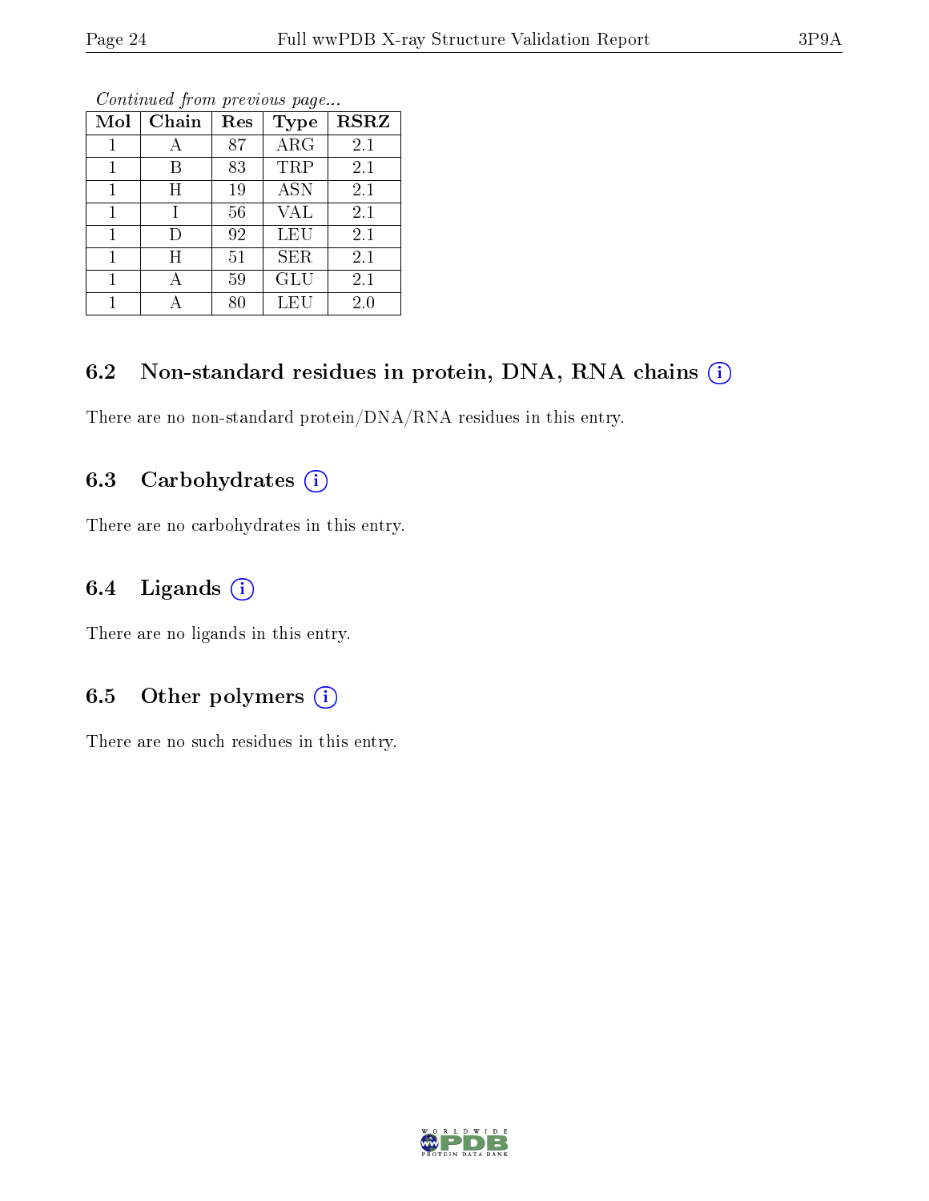*Continued from previous page...*

| Mol | Chain | Res | Type | RSRZ |
|---|---|---|---|---|
| 1 | A | 87 | ARG | 2.1 |
| 1 | B | 83 | TRP | 2.1 |
| 1 | H | 19 | ASN | 2.1 |
| 1 | I | 56 | VAL | 2.1 |
| 1 | D | 92 | LEU | 2.1 |
| 1 | H | 51 | SER | 2.1 |
| 1 | A | 59 | GLU | 2.1 |
| 1 | A | 80 | LEU | 2.0 |

### 6.2 Non-standard residues in protein, DNA, RNA chains

There are no non-standard protein/DNA/RNA residues in this entry.

### 6.3 Carbohydrates

There are no carbohydrates in this entry.

### 6.4 Ligands

There are no ligands in this entry.

### 6.5 Other polymers

There are no such residues in this entry.